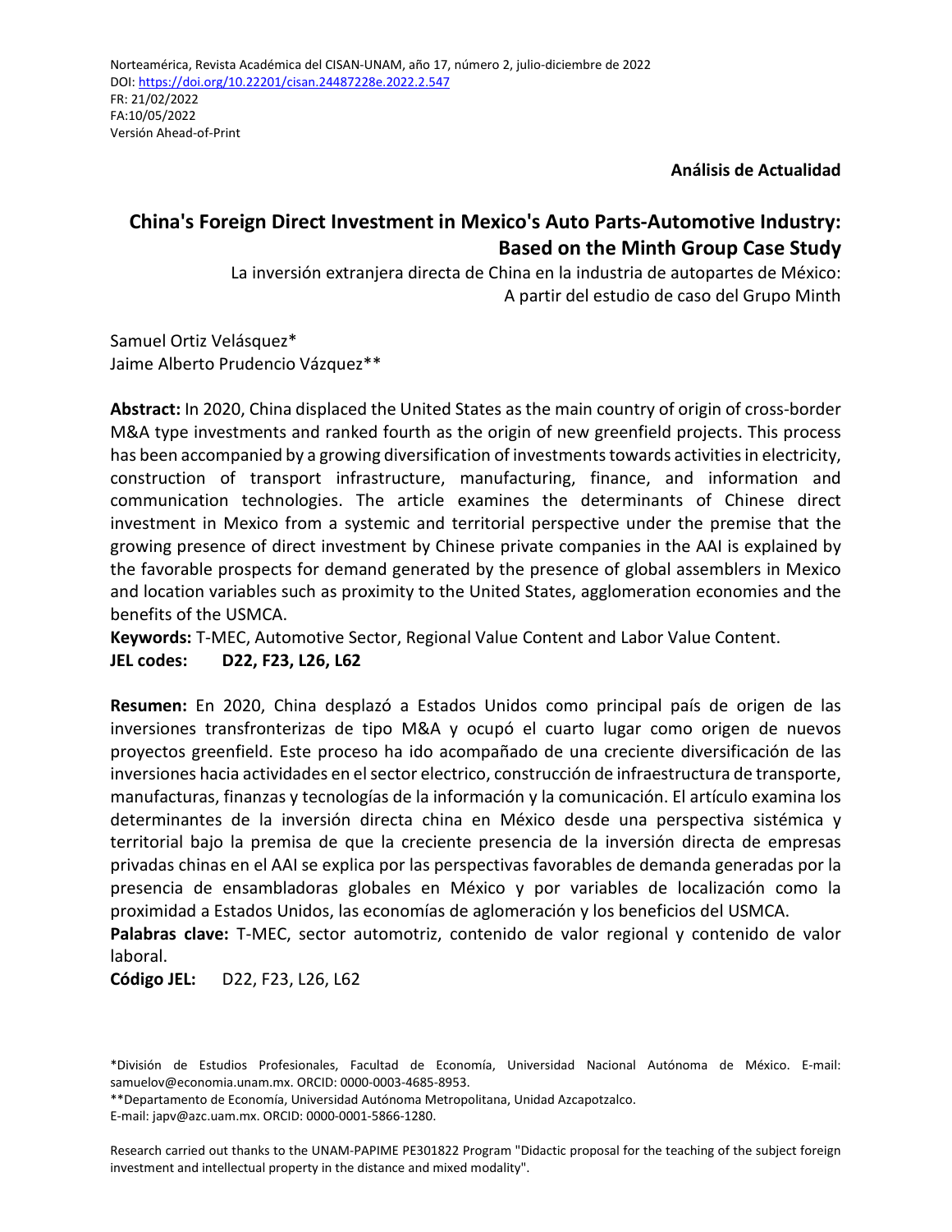Norteamérica, Revista Académica del CISAN-UNAM, año 17, número 2, julio-diciembre de 2022
DOI: https://doi.org/10.22201/cisan.24487228e.2022.2.547
FR: 21/02/2022
FA:10/05/2022
Versión Ahead-of-Print

**Análisis de Actualidad**

# China's Foreign Direct Investment in Mexico's Auto Parts-Automotive Industry: Based on the Minth Group Case Study

La inversión extranjera directa de China en la industria de autopartes de México: A partir del estudio de caso del Grupo Minth

Samuel Ortiz Velásquez*
Jaime Alberto Prudencio Vázquez**

**Abstract:** In 2020, China displaced the United States as the main country of origin of cross-border M&A type investments and ranked fourth as the origin of new greenfield projects. This process has been accompanied by a growing diversification of investments towards activities in electricity, construction of transport infrastructure, manufacturing, finance, and information and communication technologies. The article examines the determinants of Chinese direct investment in Mexico from a systemic and territorial perspective under the premise that the growing presence of direct investment by Chinese private companies in the AAI is explained by the favorable prospects for demand generated by the presence of global assemblers in Mexico and location variables such as proximity to the United States, agglomeration economies and the benefits of the USMCA.
**Keywords:** T-MEC, Automotive Sector, Regional Value Content and Labor Value Content.
**JEL codes:** D22, F23, L26, L62

**Resumen:** En 2020, China desplazó a Estados Unidos como principal país de origen de las inversiones transfronterizas de tipo M&A y ocupó el cuarto lugar como origen de nuevos proyectos greenfield. Este proceso ha ido acompañado de una creciente diversificación de las inversiones hacia actividades en el sector electrico, construcción de infraestructura de transporte, manufacturas, finanzas y tecnologías de la información y la comunicación. El artículo examina los determinantes de la inversión directa china en México desde una perspectiva sistémica y territorial bajo la premisa de que la creciente presencia de la inversión directa de empresas privadas chinas en el AAI se explica por las perspectivas favorables de demanda generadas por la presencia de ensambladoras globales en México y por variables de localización como la proximidad a Estados Unidos, las economías de aglomeración y los beneficios del USMCA.
**Palabras clave:** T-MEC, sector automotriz, contenido de valor regional y contenido de valor laboral.
**Código JEL:** D22, F23, L26, L62

*División de Estudios Profesionales, Facultad de Economía, Universidad Nacional Autónoma de México. E-mail: samuelov@economia.unam.mx. ORCID: 0000-0003-4685-8953.
**Departamento de Economía, Universidad Autónoma Metropolitana, Unidad Azcapotzalco.
E-mail: japv@azc.uam.mx. ORCID: 0000-0001-5866-1280.

Research carried out thanks to the UNAM-PAPIME PE301822 Program "Didactic proposal for the teaching of the subject foreign investment and intellectual property in the distance and mixed modality".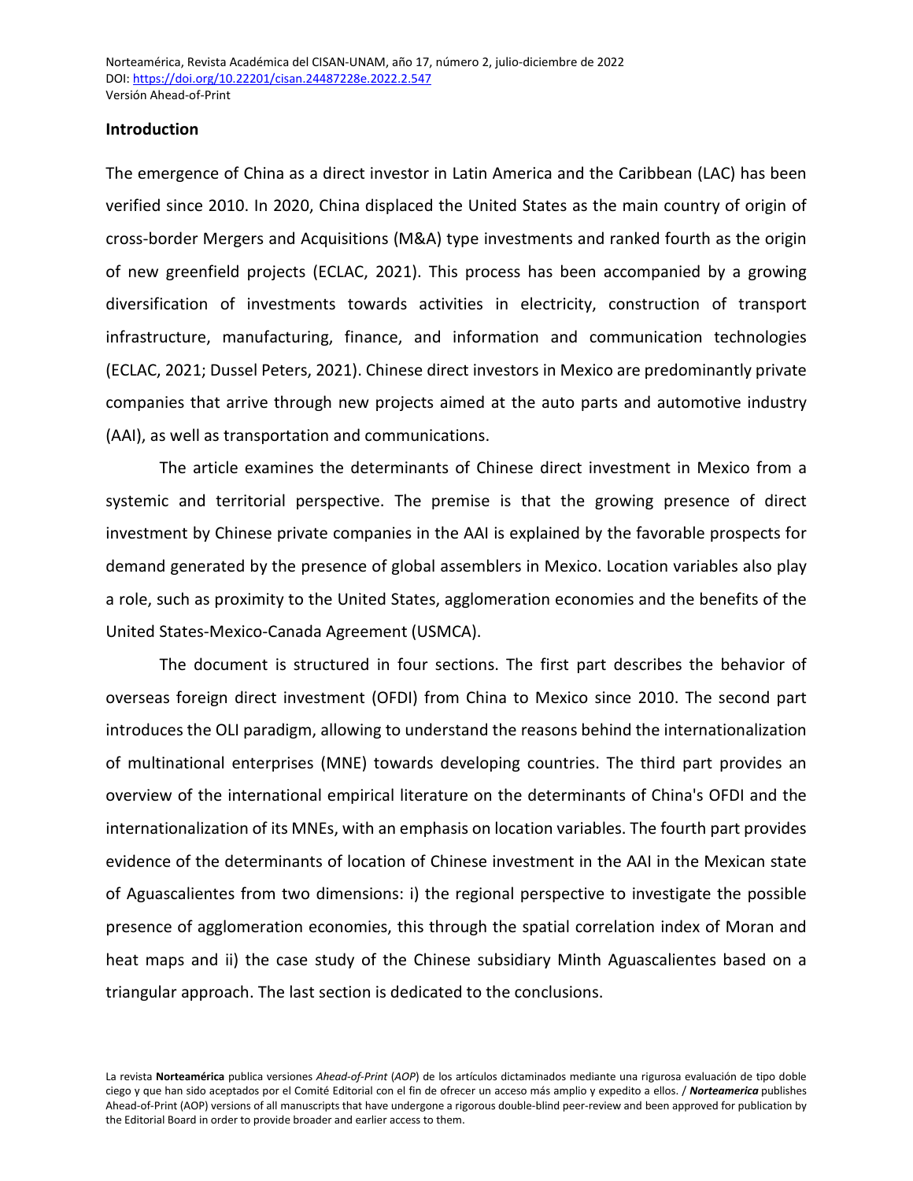## Introduction

The emergence of China as a direct investor in Latin America and the Caribbean (LAC) has been verified since 2010. In 2020, China displaced the United States as the main country of origin of cross-border Mergers and Acquisitions (M&A) type investments and ranked fourth as the origin of new greenfield projects (ECLAC, 2021). This process has been accompanied by a growing diversification of investments towards activities in electricity, construction of transport infrastructure, manufacturing, finance, and information and communication technologies (ECLAC, 2021; Dussel Peters, 2021). Chinese direct investors in Mexico are predominantly private companies that arrive through new projects aimed at the auto parts and automotive industry (AAI), as well as transportation and communications.

The article examines the determinants of Chinese direct investment in Mexico from a systemic and territorial perspective. The premise is that the growing presence of direct investment by Chinese private companies in the AAI is explained by the favorable prospects for demand generated by the presence of global assemblers in Mexico. Location variables also play a role, such as proximity to the United States, agglomeration economies and the benefits of the United States-Mexico-Canada Agreement (USMCA).

The document is structured in four sections. The first part describes the behavior of overseas foreign direct investment (OFDI) from China to Mexico since 2010. The second part introduces the OLI paradigm, allowing to understand the reasons behind the internationalization of multinational enterprises (MNE) towards developing countries. The third part provides an overview of the international empirical literature on the determinants of China's OFDI and the internationalization of its MNEs, with an emphasis on location variables. The fourth part provides evidence of the determinants of location of Chinese investment in the AAI in the Mexican state of Aguascalientes from two dimensions: i) the regional perspective to investigate the possible presence of agglomeration economies, this through the spatial correlation index of Moran and heat maps and ii) the case study of the Chinese subsidiary Minth Aguascalientes based on a triangular approach. The last section is dedicated to the conclusions.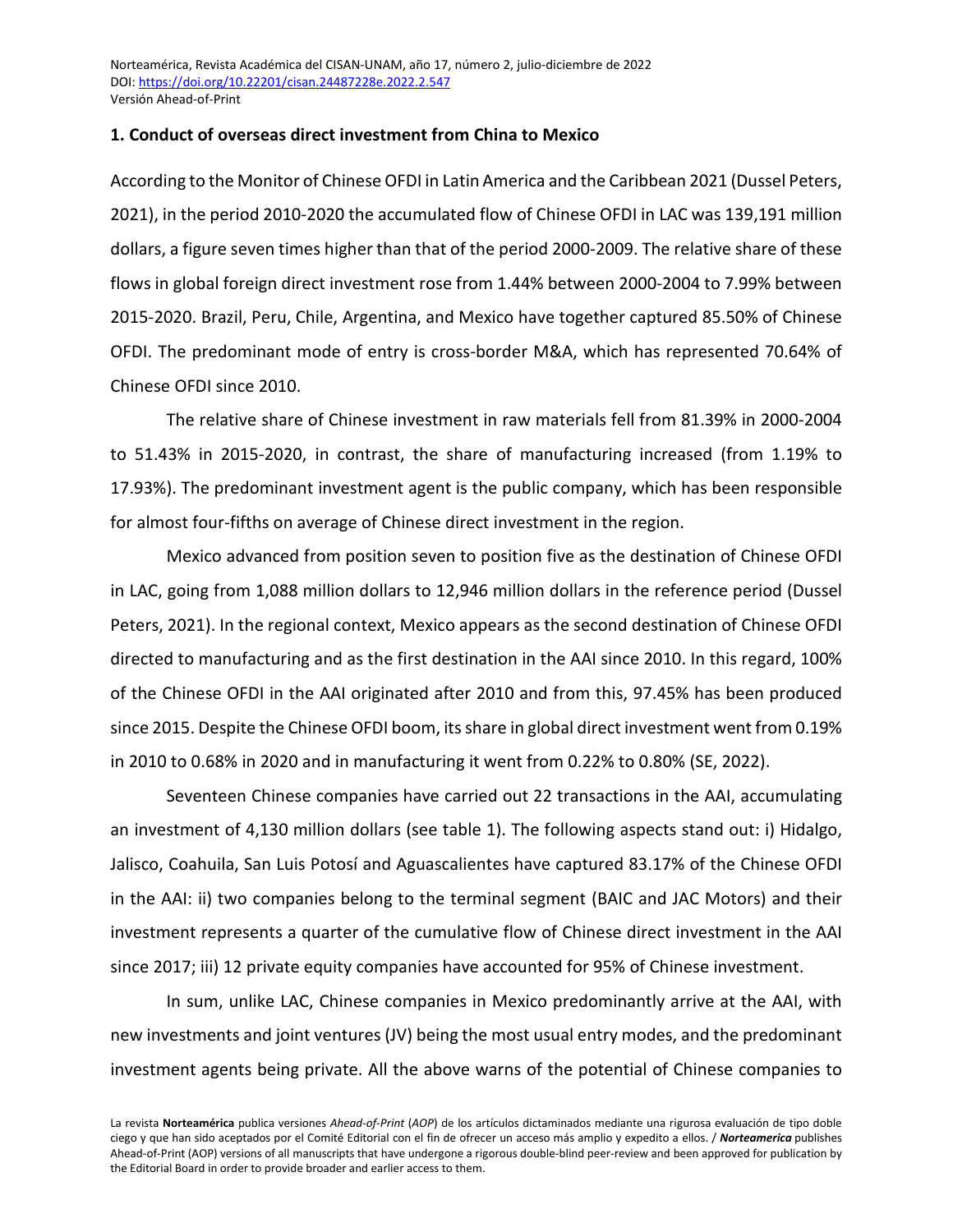## 1. Conduct of overseas direct investment from China to Mexico

According to the Monitor of Chinese OFDI in Latin America and the Caribbean 2021 (Dussel Peters, 2021), in the period 2010-2020 the accumulated flow of Chinese OFDI in LAC was 139,191 million dollars, a figure seven times higher than that of the period 2000-2009. The relative share of these flows in global foreign direct investment rose from 1.44% between 2000-2004 to 7.99% between 2015-2020. Brazil, Peru, Chile, Argentina, and Mexico have together captured 85.50% of Chinese OFDI. The predominant mode of entry is cross-border M&A, which has represented 70.64% of Chinese OFDI since 2010.

The relative share of Chinese investment in raw materials fell from 81.39% in 2000-2004 to 51.43% in 2015-2020, in contrast, the share of manufacturing increased (from 1.19% to 17.93%). The predominant investment agent is the public company, which has been responsible for almost four-fifths on average of Chinese direct investment in the region.

Mexico advanced from position seven to position five as the destination of Chinese OFDI in LAC, going from 1,088 million dollars to 12,946 million dollars in the reference period (Dussel Peters, 2021). In the regional context, Mexico appears as the second destination of Chinese OFDI directed to manufacturing and as the first destination in the AAI since 2010. In this regard, 100% of the Chinese OFDI in the AAI originated after 2010 and from this, 97.45% has been produced since 2015. Despite the Chinese OFDI boom, its share in global direct investment went from 0.19% in 2010 to 0.68% in 2020 and in manufacturing it went from 0.22% to 0.80% (SE, 2022).

Seventeen Chinese companies have carried out 22 transactions in the AAI, accumulating an investment of 4,130 million dollars (see table 1). The following aspects stand out: i) Hidalgo, Jalisco, Coahuila, San Luis Potosí and Aguascalientes have captured 83.17% of the Chinese OFDI in the AAI: ii) two companies belong to the terminal segment (BAIC and JAC Motors) and their investment represents a quarter of the cumulative flow of Chinese direct investment in the AAI since 2017; iii) 12 private equity companies have accounted for 95% of Chinese investment.

In sum, unlike LAC, Chinese companies in Mexico predominantly arrive at the AAI, with new investments and joint ventures (JV) being the most usual entry modes, and the predominant investment agents being private. All the above warns of the potential of Chinese companies to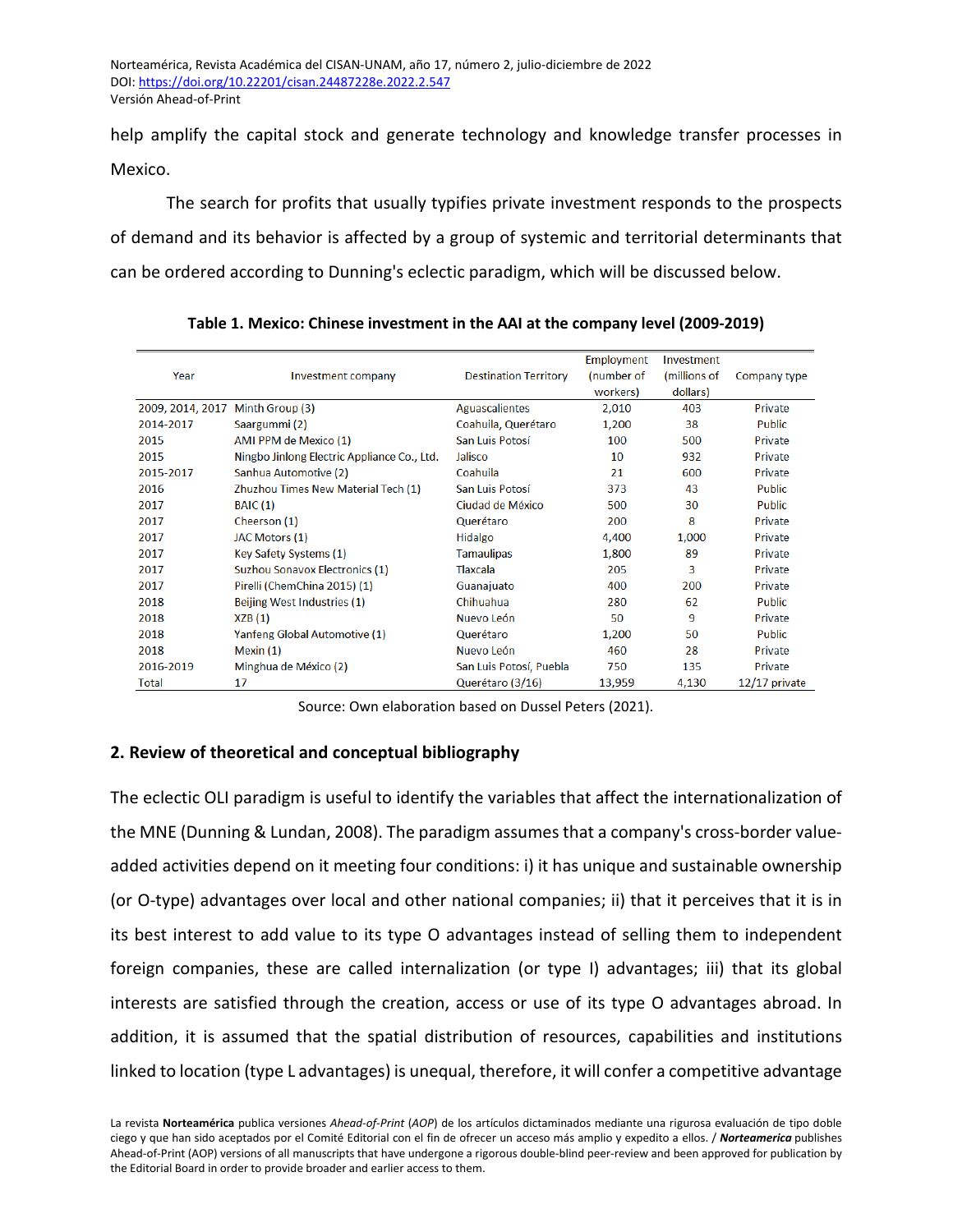help amplify the capital stock and generate technology and knowledge transfer processes in Mexico.

The search for profits that usually typifies private investment responds to the prospects of demand and its behavior is affected by a group of systemic and territorial determinants that can be ordered according to Dunning's eclectic paradigm, which will be discussed below.

**Table 1. Mexico: Chinese investment in the AAI at the company level (2009-2019)**

| Year | Investment company | Destination Territory | Employment (number of workers) | Investment (millions of dollars) | Company type |
|---|---|---|---|---|---|
| 2009, 2014, 2017 | Minth Group (3) | Aguascalientes | 2,010 | 403 | Private |
| 2014-2017 | Saargummi (2) | Coahuila, Querétaro | 1,200 | 38 | Public |
| 2015 | AMI PPM de Mexico (1) | San Luis Potosí | 100 | 500 | Private |
| 2015 | Ningbo Jinlong Electric Appliance Co., Ltd. | Jalisco | 10 | 932 | Private |
| 2015-2017 | Sanhua Automotive (2) | Coahuila | 21 | 600 | Private |
| 2016 | Zhuzhou Times New Material Tech (1) | San Luis Potosí | 373 | 43 | Public |
| 2017 | BAIC (1) | Ciudad de México | 500 | 30 | Public |
| 2017 | Cheerson (1) | Querétaro | 200 | 8 | Private |
| 2017 | JAC Motors (1) | Hidalgo | 4,400 | 1,000 | Private |
| 2017 | Key Safety Systems (1) | Tamaulipas | 1,800 | 89 | Private |
| 2017 | Suzhou Sonavox Electronics (1) | Tlaxcala | 205 | 3 | Private |
| 2017 | Pirelli (ChemChina 2015) (1) | Guanajuato | 400 | 200 | Private |
| 2018 | Beijing West Industries (1) | Chihuahua | 280 | 62 | Public |
| 2018 | XZB (1) | Nuevo León | 50 | 9 | Private |
| 2018 | Yanfeng Global Automotive (1) | Querétaro | 1,200 | 50 | Public |
| 2018 | Mexin (1) | Nuevo León | 460 | 28 | Private |
| 2016-2019 | Minghua de México (2) | San Luis Potosí, Puebla | 750 | 135 | Private |
| Total | 17 | Querétaro (3/16) | 13,959 | 4,130 | 12/17 private |

Source: Own elaboration based on Dussel Peters (2021).

## 2. Review of theoretical and conceptual bibliography

The eclectic OLI paradigm is useful to identify the variables that affect the internationalization of the MNE (Dunning & Lundan, 2008). The paradigm assumes that a company's cross-border value-added activities depend on it meeting four conditions: i) it has unique and sustainable ownership (or O-type) advantages over local and other national companies; ii) that it perceives that it is in its best interest to add value to its type O advantages instead of selling them to independent foreign companies, these are called internalization (or type I) advantages; iii) that its global interests are satisfied through the creation, access or use of its type O advantages abroad. In addition, it is assumed that the spatial distribution of resources, capabilities and institutions linked to location (type L advantages) is unequal, therefore, it will confer a competitive advantage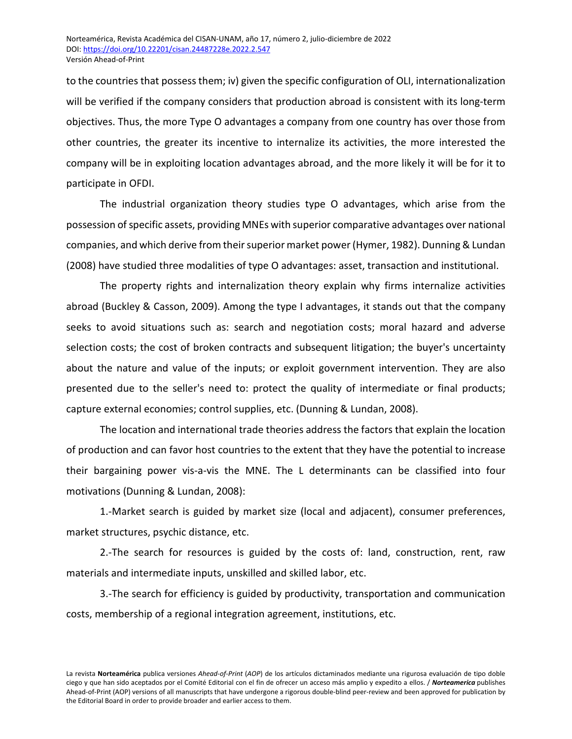to the countries that possess them; iv) given the specific configuration of OLI, internationalization will be verified if the company considers that production abroad is consistent with its long-term objectives. Thus, the more Type O advantages a company from one country has over those from other countries, the greater its incentive to internalize its activities, the more interested the company will be in exploiting location advantages abroad, and the more likely it will be for it to participate in OFDI.

The industrial organization theory studies type O advantages, which arise from the possession of specific assets, providing MNEs with superior comparative advantages over national companies, and which derive from their superior market power (Hymer, 1982). Dunning & Lundan (2008) have studied three modalities of type O advantages: asset, transaction and institutional.

The property rights and internalization theory explain why firms internalize activities abroad (Buckley & Casson, 2009). Among the type I advantages, it stands out that the company seeks to avoid situations such as: search and negotiation costs; moral hazard and adverse selection costs; the cost of broken contracts and subsequent litigation; the buyer's uncertainty about the nature and value of the inputs; or exploit government intervention. They are also presented due to the seller's need to: protect the quality of intermediate or final products; capture external economies; control supplies, etc. (Dunning & Lundan, 2008).

The location and international trade theories address the factors that explain the location of production and can favor host countries to the extent that they have the potential to increase their bargaining power vis-a-vis the MNE. The L determinants can be classified into four motivations (Dunning & Lundan, 2008):

1.-Market search is guided by market size (local and adjacent), consumer preferences, market structures, psychic distance, etc.

2.-The search for resources is guided by the costs of: land, construction, rent, raw materials and intermediate inputs, unskilled and skilled labor, etc.

3.-The search for efficiency is guided by productivity, transportation and communication costs, membership of a regional integration agreement, institutions, etc.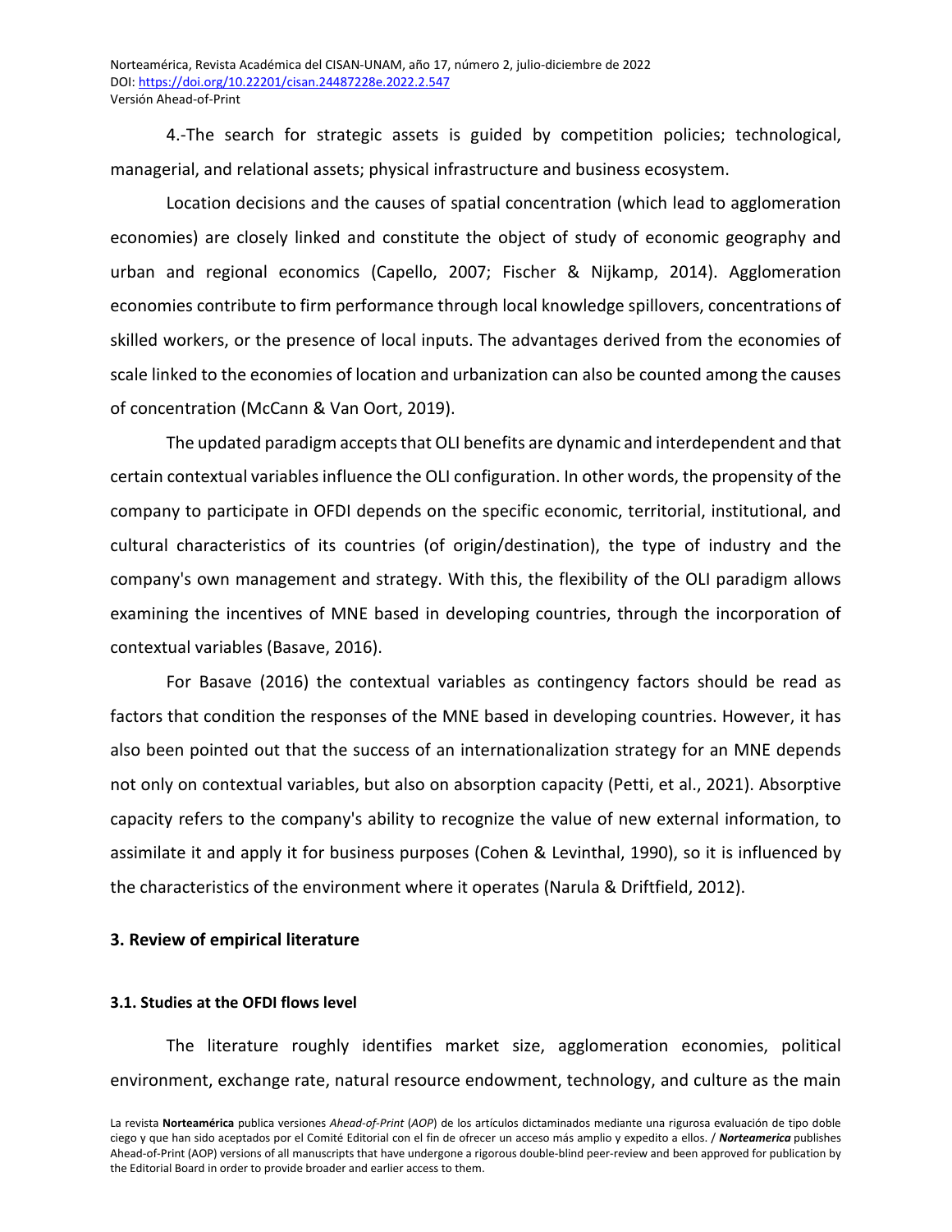4.-The search for strategic assets is guided by competition policies; technological, managerial, and relational assets; physical infrastructure and business ecosystem.

Location decisions and the causes of spatial concentration (which lead to agglomeration economies) are closely linked and constitute the object of study of economic geography and urban and regional economics (Capello, 2007; Fischer & Nijkamp, 2014). Agglomeration economies contribute to firm performance through local knowledge spillovers, concentrations of skilled workers, or the presence of local inputs. The advantages derived from the economies of scale linked to the economies of location and urbanization can also be counted among the causes of concentration (McCann & Van Oort, 2019).

The updated paradigm accepts that OLI benefits are dynamic and interdependent and that certain contextual variables influence the OLI configuration. In other words, the propensity of the company to participate in OFDI depends on the specific economic, territorial, institutional, and cultural characteristics of its countries (of origin/destination), the type of industry and the company's own management and strategy. With this, the flexibility of the OLI paradigm allows examining the incentives of MNE based in developing countries, through the incorporation of contextual variables (Basave, 2016).

For Basave (2016) the contextual variables as contingency factors should be read as factors that condition the responses of the MNE based in developing countries. However, it has also been pointed out that the success of an internationalization strategy for an MNE depends not only on contextual variables, but also on absorption capacity (Petti, et al., 2021). Absorptive capacity refers to the company's ability to recognize the value of new external information, to assimilate it and apply it for business purposes (Cohen & Levinthal, 1990), so it is influenced by the characteristics of the environment where it operates (Narula & Driftfield, 2012).

## 3. Review of empirical literature

### 3.1. Studies at the OFDI flows level

The literature roughly identifies market size, agglomeration economies, political environment, exchange rate, natural resource endowment, technology, and culture as the main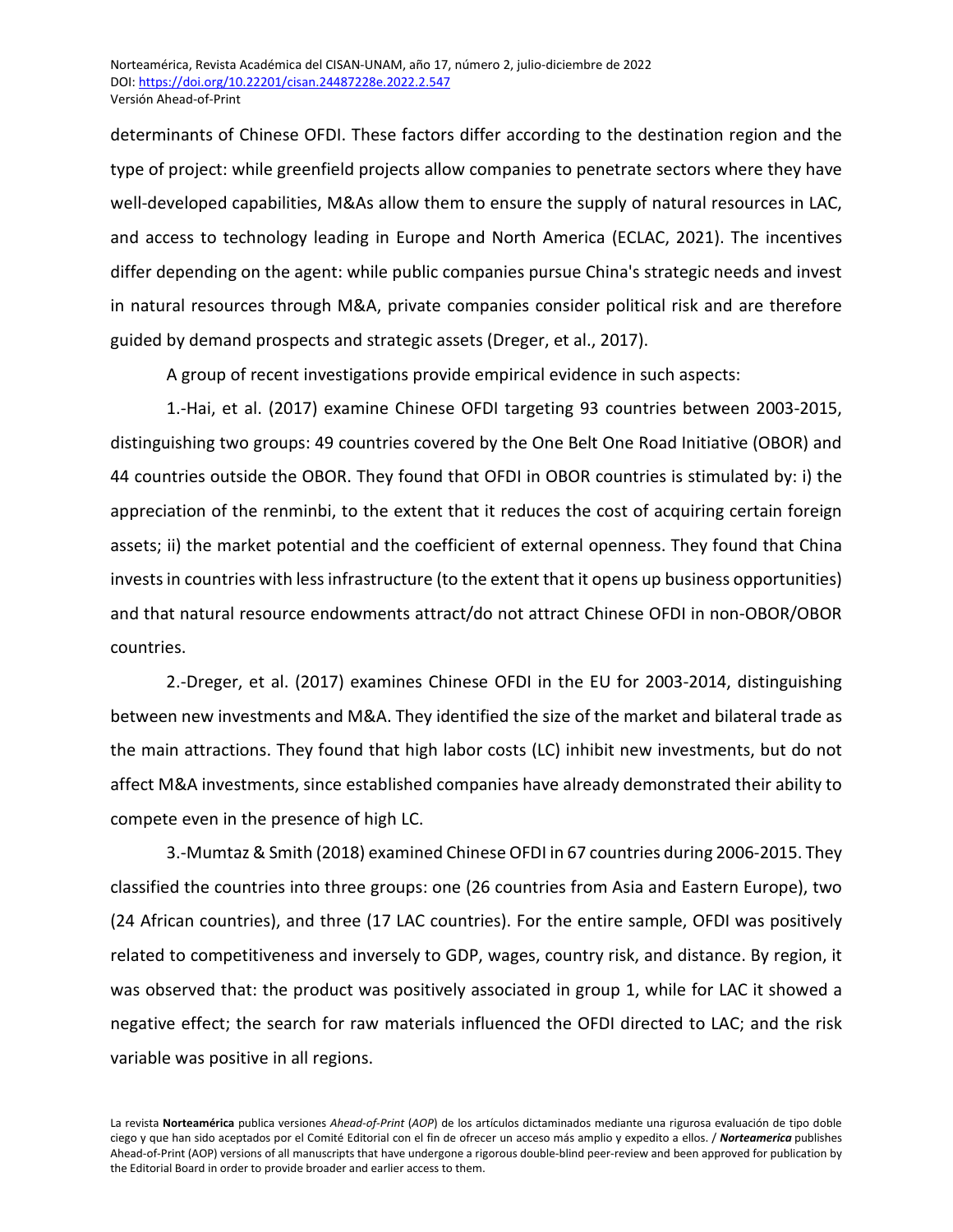determinants of Chinese OFDI. These factors differ according to the destination region and the type of project: while greenfield projects allow companies to penetrate sectors where they have well-developed capabilities, M&As allow them to ensure the supply of natural resources in LAC, and access to technology leading in Europe and North America (ECLAC, 2021). The incentives differ depending on the agent: while public companies pursue China's strategic needs and invest in natural resources through M&A, private companies consider political risk and are therefore guided by demand prospects and strategic assets (Dreger, et al., 2017).

A group of recent investigations provide empirical evidence in such aspects:

1.-Hai, et al. (2017) examine Chinese OFDI targeting 93 countries between 2003-2015, distinguishing two groups: 49 countries covered by the One Belt One Road Initiative (OBOR) and 44 countries outside the OBOR. They found that OFDI in OBOR countries is stimulated by: i) the appreciation of the renminbi, to the extent that it reduces the cost of acquiring certain foreign assets; ii) the market potential and the coefficient of external openness. They found that China invests in countries with less infrastructure (to the extent that it opens up business opportunities) and that natural resource endowments attract/do not attract Chinese OFDI in non-OBOR/OBOR countries.

2.-Dreger, et al. (2017) examines Chinese OFDI in the EU for 2003-2014, distinguishing between new investments and M&A. They identified the size of the market and bilateral trade as the main attractions. They found that high labor costs (LC) inhibit new investments, but do not affect M&A investments, since established companies have already demonstrated their ability to compete even in the presence of high LC.

3.-Mumtaz & Smith (2018) examined Chinese OFDI in 67 countries during 2006-2015. They classified the countries into three groups: one (26 countries from Asia and Eastern Europe), two (24 African countries), and three (17 LAC countries). For the entire sample, OFDI was positively related to competitiveness and inversely to GDP, wages, country risk, and distance. By region, it was observed that: the product was positively associated in group 1, while for LAC it showed a negative effect; the search for raw materials influenced the OFDI directed to LAC; and the risk variable was positive in all regions.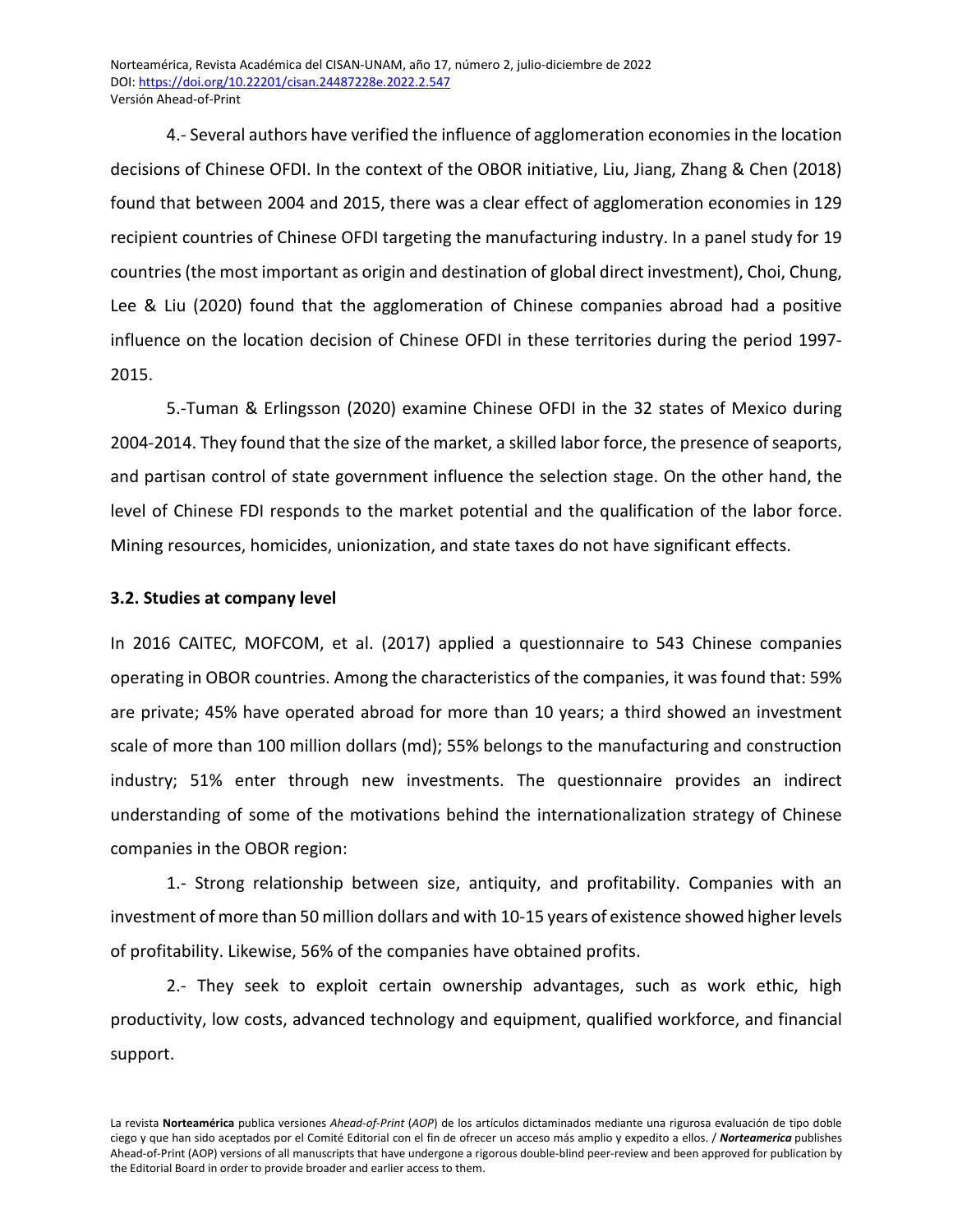4.- Several authors have verified the influence of agglomeration economies in the location decisions of Chinese OFDI. In the context of the OBOR initiative, Liu, Jiang, Zhang & Chen (2018) found that between 2004 and 2015, there was a clear effect of agglomeration economies in 129 recipient countries of Chinese OFDI targeting the manufacturing industry. In a panel study for 19 countries (the most important as origin and destination of global direct investment), Choi, Chung, Lee & Liu (2020) found that the agglomeration of Chinese companies abroad had a positive influence on the location decision of Chinese OFDI in these territories during the period 1997-2015.

5.-Tuman & Erlingsson (2020) examine Chinese OFDI in the 32 states of Mexico during 2004-2014. They found that the size of the market, a skilled labor force, the presence of seaports, and partisan control of state government influence the selection stage. On the other hand, the level of Chinese FDI responds to the market potential and the qualification of the labor force. Mining resources, homicides, unionization, and state taxes do not have significant effects.

### 3.2. Studies at company level

In 2016 CAITEC, MOFCOM, et al. (2017) applied a questionnaire to 543 Chinese companies operating in OBOR countries. Among the characteristics of the companies, it was found that: 59% are private; 45% have operated abroad for more than 10 years; a third showed an investment scale of more than 100 million dollars (md); 55% belongs to the manufacturing and construction industry; 51% enter through new investments. The questionnaire provides an indirect understanding of some of the motivations behind the internationalization strategy of Chinese companies in the OBOR region:

1.- Strong relationship between size, antiquity, and profitability. Companies with an investment of more than 50 million dollars and with 10-15 years of existence showed higher levels of profitability. Likewise, 56% of the companies have obtained profits.

2.- They seek to exploit certain ownership advantages, such as work ethic, high productivity, low costs, advanced technology and equipment, qualified workforce, and financial support.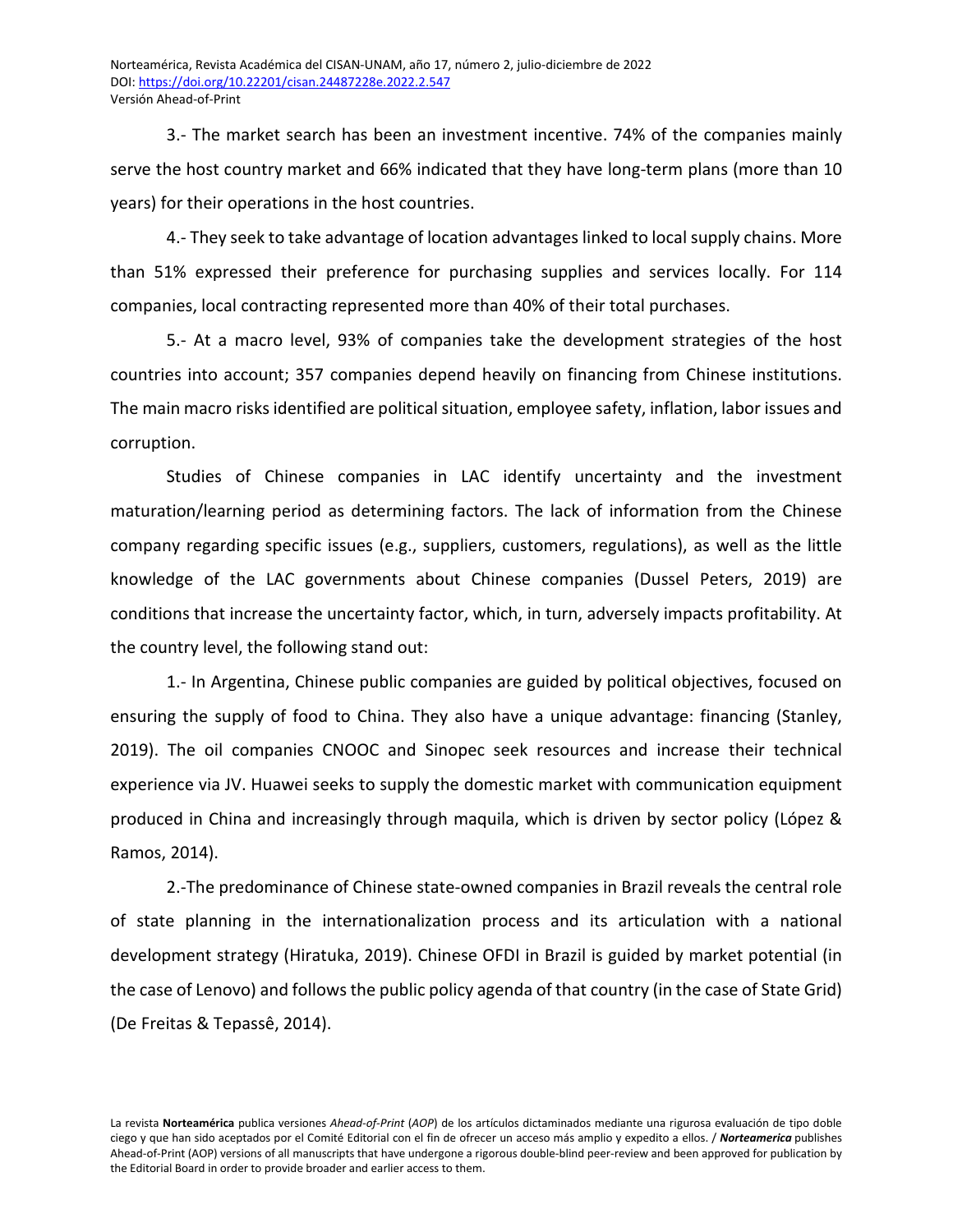3.- The market search has been an investment incentive. 74% of the companies mainly serve the host country market and 66% indicated that they have long-term plans (more than 10 years) for their operations in the host countries.

4.- They seek to take advantage of location advantages linked to local supply chains. More than 51% expressed their preference for purchasing supplies and services locally. For 114 companies, local contracting represented more than 40% of their total purchases.

5.- At a macro level, 93% of companies take the development strategies of the host countries into account; 357 companies depend heavily on financing from Chinese institutions. The main macro risks identified are political situation, employee safety, inflation, labor issues and corruption.

Studies of Chinese companies in LAC identify uncertainty and the investment maturation/learning period as determining factors. The lack of information from the Chinese company regarding specific issues (e.g., suppliers, customers, regulations), as well as the little knowledge of the LAC governments about Chinese companies (Dussel Peters, 2019) are conditions that increase the uncertainty factor, which, in turn, adversely impacts profitability. At the country level, the following stand out:

1.- In Argentina, Chinese public companies are guided by political objectives, focused on ensuring the supply of food to China. They also have a unique advantage: financing (Stanley, 2019). The oil companies CNOOC and Sinopec seek resources and increase their technical experience via JV. Huawei seeks to supply the domestic market with communication equipment produced in China and increasingly through maquila, which is driven by sector policy (López & Ramos, 2014).

2.-The predominance of Chinese state-owned companies in Brazil reveals the central role of state planning in the internationalization process and its articulation with a national development strategy (Hiratuka, 2019). Chinese OFDI in Brazil is guided by market potential (in the case of Lenovo) and follows the public policy agenda of that country (in the case of State Grid) (De Freitas & Tepassê, 2014).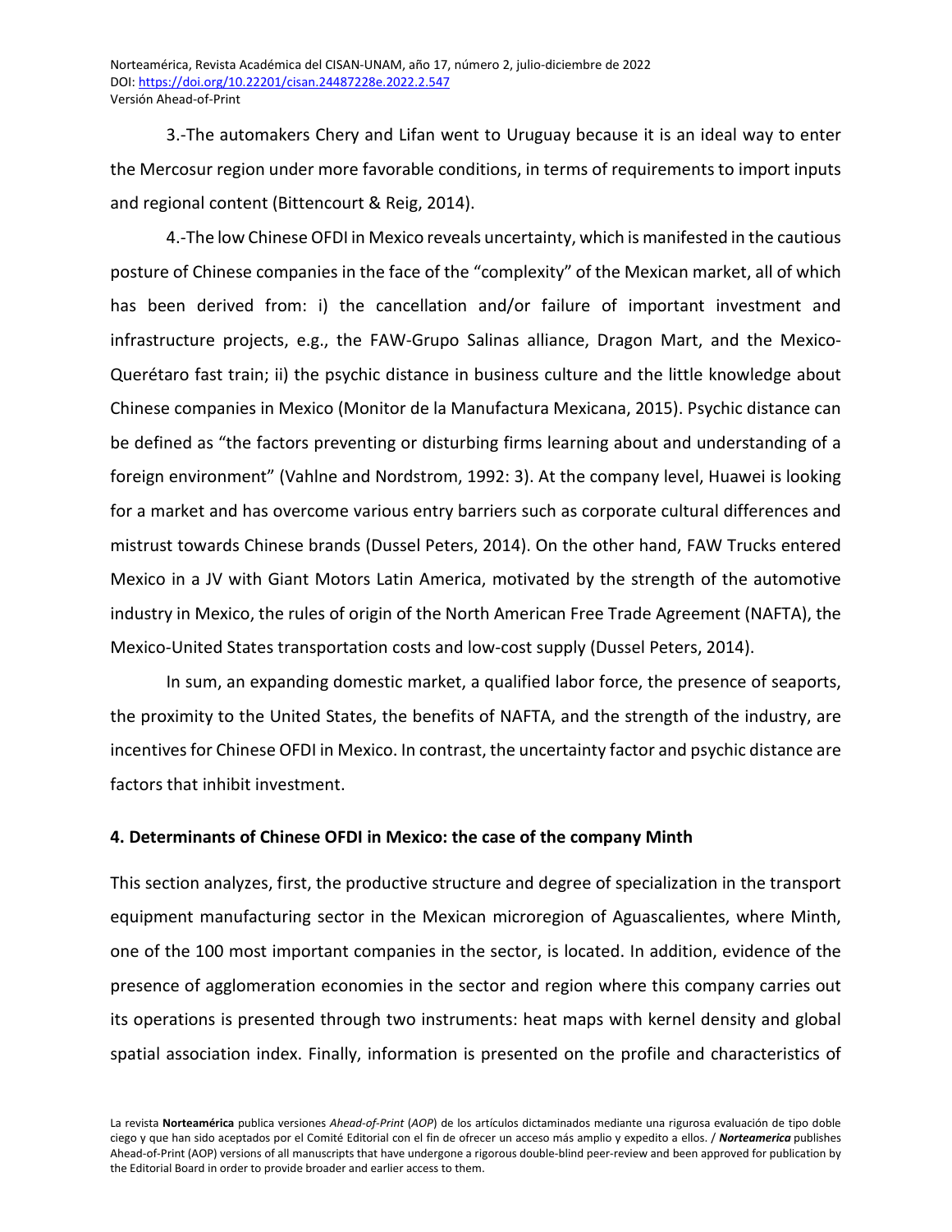3.-The automakers Chery and Lifan went to Uruguay because it is an ideal way to enter the Mercosur region under more favorable conditions, in terms of requirements to import inputs and regional content (Bittencourt & Reig, 2014).

4.-The low Chinese OFDI in Mexico reveals uncertainty, which is manifested in the cautious posture of Chinese companies in the face of the "complexity" of the Mexican market, all of which has been derived from: i) the cancellation and/or failure of important investment and infrastructure projects, e.g., the FAW-Grupo Salinas alliance, Dragon Mart, and the Mexico-Querétaro fast train; ii) the psychic distance in business culture and the little knowledge about Chinese companies in Mexico (Monitor de la Manufactura Mexicana, 2015). Psychic distance can be defined as "the factors preventing or disturbing firms learning about and understanding of a foreign environment" (Vahlne and Nordstrom, 1992: 3). At the company level, Huawei is looking for a market and has overcome various entry barriers such as corporate cultural differences and mistrust towards Chinese brands (Dussel Peters, 2014). On the other hand, FAW Trucks entered Mexico in a JV with Giant Motors Latin America, motivated by the strength of the automotive industry in Mexico, the rules of origin of the North American Free Trade Agreement (NAFTA), the Mexico-United States transportation costs and low-cost supply (Dussel Peters, 2014).

In sum, an expanding domestic market, a qualified labor force, the presence of seaports, the proximity to the United States, the benefits of NAFTA, and the strength of the industry, are incentives for Chinese OFDI in Mexico. In contrast, the uncertainty factor and psychic distance are factors that inhibit investment.

## 4. Determinants of Chinese OFDI in Mexico: the case of the company Minth

This section analyzes, first, the productive structure and degree of specialization in the transport equipment manufacturing sector in the Mexican microregion of Aguascalientes, where Minth, one of the 100 most important companies in the sector, is located. In addition, evidence of the presence of agglomeration economies in the sector and region where this company carries out its operations is presented through two instruments: heat maps with kernel density and global spatial association index. Finally, information is presented on the profile and characteristics of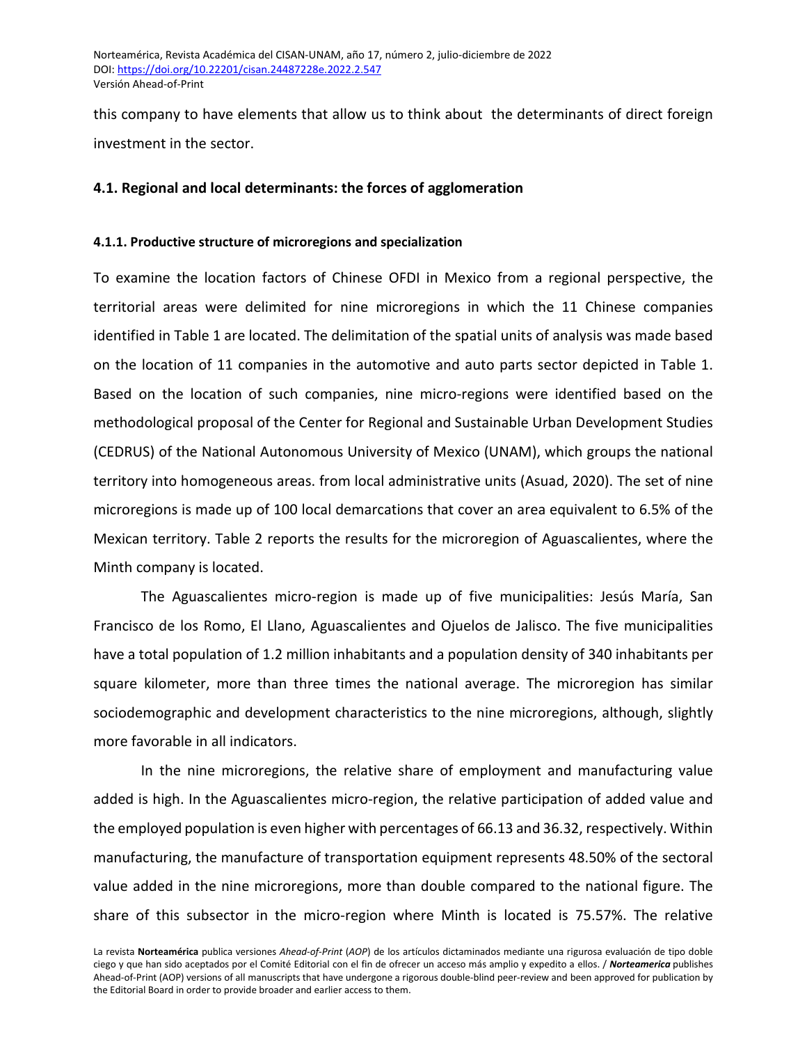this company to have elements that allow us to think about the determinants of direct foreign investment in the sector.

### 4.1. Regional and local determinants: the forces of agglomeration

#### 4.1.1. Productive structure of microregions and specialization

To examine the location factors of Chinese OFDI in Mexico from a regional perspective, the territorial areas were delimited for nine microregions in which the 11 Chinese companies identified in Table 1 are located. The delimitation of the spatial units of analysis was made based on the location of 11 companies in the automotive and auto parts sector depicted in Table 1. Based on the location of such companies, nine micro-regions were identified based on the methodological proposal of the Center for Regional and Sustainable Urban Development Studies (CEDRUS) of the National Autonomous University of Mexico (UNAM), which groups the national territory into homogeneous areas. from local administrative units (Asuad, 2020). The set of nine microregions is made up of 100 local demarcations that cover an area equivalent to 6.5% of the Mexican territory. Table 2 reports the results for the microregion of Aguascalientes, where the Minth company is located.

The Aguascalientes micro-region is made up of five municipalities: Jesús María, San Francisco de los Romo, El Llano, Aguascalientes and Ojuelos de Jalisco. The five municipalities have a total population of 1.2 million inhabitants and a population density of 340 inhabitants per square kilometer, more than three times the national average. The microregion has similar sociodemographic and development characteristics to the nine microregions, although, slightly more favorable in all indicators.

In the nine microregions, the relative share of employment and manufacturing value added is high. In the Aguascalientes micro-region, the relative participation of added value and the employed population is even higher with percentages of 66.13 and 36.32, respectively. Within manufacturing, the manufacture of transportation equipment represents 48.50% of the sectoral value added in the nine microregions, more than double compared to the national figure. The share of this subsector in the micro-region where Minth is located is 75.57%. The relative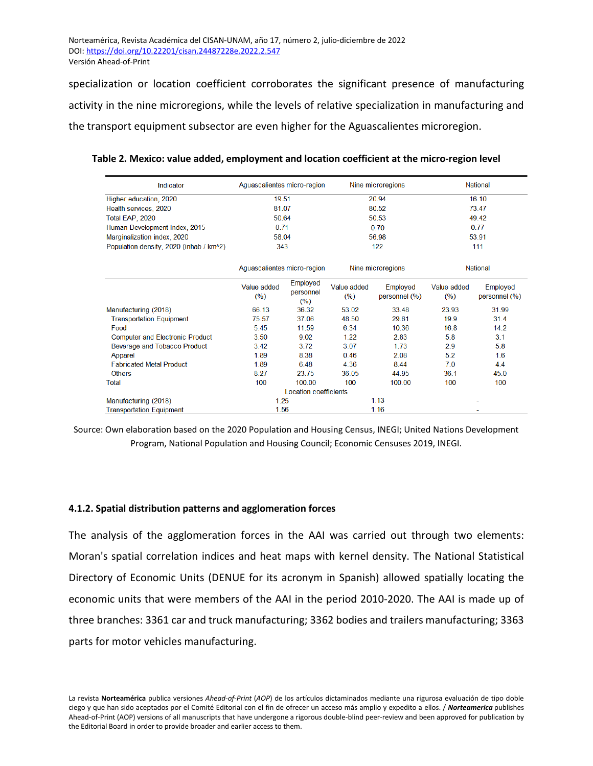specialization or location coefficient corroborates the significant presence of manufacturing activity in the nine microregions, while the levels of relative specialization in manufacturing and the transport equipment subsector are even higher for the Aguascalientes microregion.

**Table 2. Mexico: value added, employment and location coefficient at the micro-region level**

| Indicator | Aguascalientes micro-region | | Nine microregions | | National | |
|---|---|---|---|---|---|---|
| Higher education, 2020 | 19.51 | | 20.94 | | 16.10 | |
| Health services, 2020 | 81.07 | | 80.52 | | 73.47 | |
| Total EAP, 2020 | 50.64 | | 50.53 | | 49.42 | |
| Human Development Index, 2015 | 0.71 | | 0.70 | | 0.77 | |
| Marginalization index, 2020 | 58.04 | | 56.98 | | 53.91 | |
| Population density, 2020 (inhab / km^2) | 343 | | 122 | | 111 | |
| | Aguascalientes micro-region | | Nine microregions | | National | |
| | Value added (%) | Employed personnel (%) | Value added (%) | Employed personnel (%) | Value added (%) | Employed personnel (%) |
| Manufacturing (2018) | 66.13 | 36.32 | 53.02 | 33.48 | 23.93 | 31.99 |
| Transportation Equipment | 75.57 | 37.06 | 48.50 | 29.61 | 19.9 | 31.4 |
| Food | 5.45 | 11.59 | 6.34 | 10.36 | 16.8 | 14.2 |
| Computer and Electronic Product | 3.50 | 9.02 | 1.22 | 2.83 | 5.8 | 3.1 |
| Beverage and Tobacco Product | 3.42 | 3.72 | 3.07 | 1.73 | 2.9 | 5.8 |
| Apparel | 1.89 | 8.38 | 0.46 | 2.08 | 5.2 | 1.6 |
| Fabricated Metal Product | 1.89 | 6.48 | 4.36 | 8.44 | 7.0 | 4.4 |
| Others | 8.27 | 23.75 | 36.05 | 44.95 | 36.1 | 45.0 |
| Total | 100 | 100.00 | 100 | 100.00 | 100 | 100 |
| Location coefficients | | | | | | |
| Manufacturing (2018) | 1.25 | | 1.13 | | - | |
| Transportation Equipment | 1.56 | | 1.16 | | - | |

Source: Own elaboration based on the 2020 Population and Housing Census, INEGI; United Nations Development Program, National Population and Housing Council; Economic Censuses 2019, INEGI.

#### 4.1.2. Spatial distribution patterns and agglomeration forces

The analysis of the agglomeration forces in the AAI was carried out through two elements: Moran's spatial correlation indices and heat maps with kernel density. The National Statistical Directory of Economic Units (DENUE for its acronym in Spanish) allowed spatially locating the economic units that were members of the AAI in the period 2010-2020. The AAI is made up of three branches: 3361 car and truck manufacturing; 3362 bodies and trailers manufacturing; 3363 parts for motor vehicles manufacturing.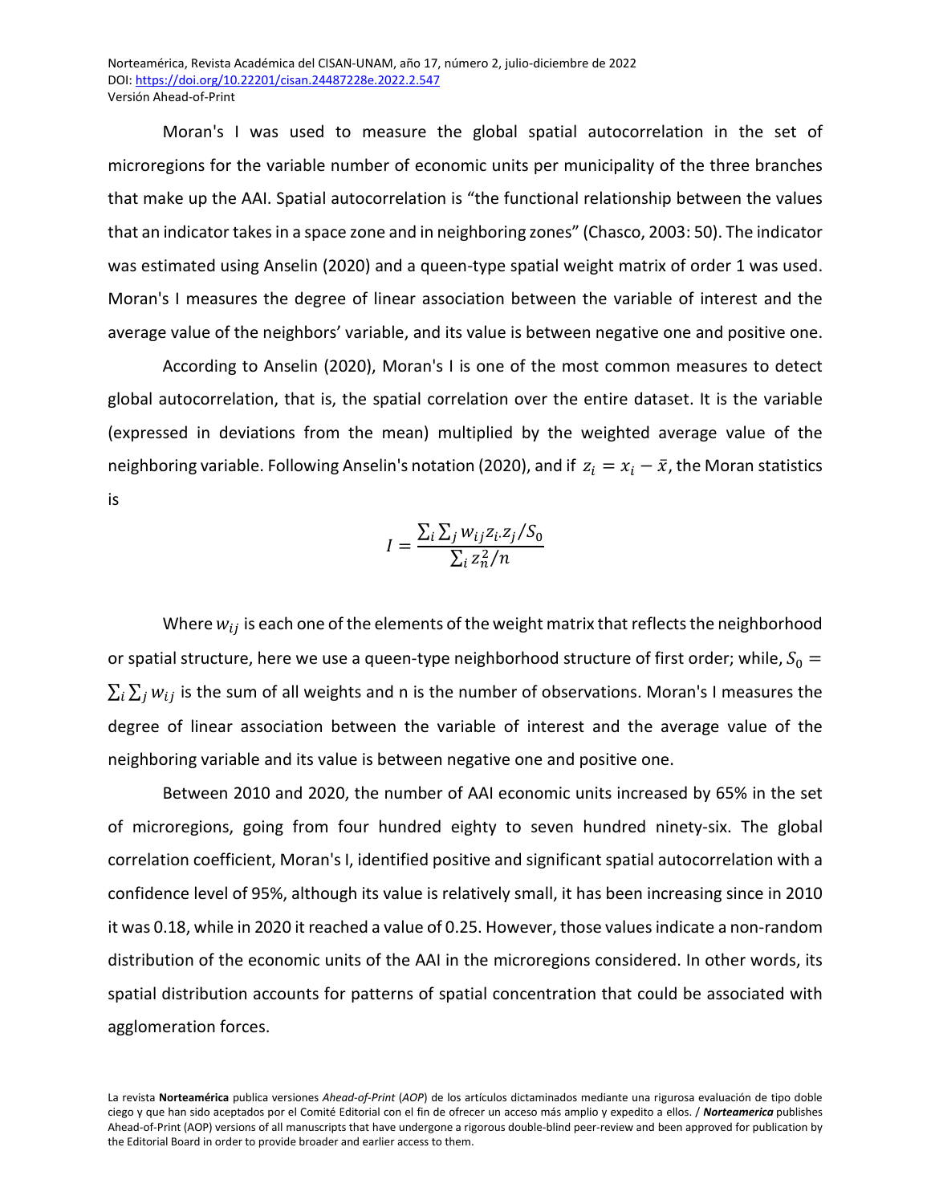Moran's I was used to measure the global spatial autocorrelation in the set of microregions for the variable number of economic units per municipality of the three branches that make up the AAI. Spatial autocorrelation is "the functional relationship between the values that an indicator takes in a space zone and in neighboring zones" (Chasco, 2003: 50). The indicator was estimated using Anselin (2020) and a queen-type spatial weight matrix of order 1 was used. Moran's I measures the degree of linear association between the variable of interest and the average value of the neighbors' variable, and its value is between negative one and positive one.

According to Anselin (2020), Moran's I is one of the most common measures to detect global autocorrelation, that is, the spatial correlation over the entire dataset. It is the variable (expressed in deviations from the mean) multiplied by the weighted average value of the neighboring variable. Following Anselin's notation (2020), and if $z_i = x_i - \bar{x}$, the Moran statistics is

$$I = \frac{\sum_i \sum_j w_{ij} z_i . z_j / S_0}{\sum_i z_n^2 / n}$$

Where $w_{ij}$ is each one of the elements of the weight matrix that reflects the neighborhood or spatial structure, here we use a queen-type neighborhood structure of first order; while, $S_0 = \sum_i \sum_j w_{ij}$ is the sum of all weights and n is the number of observations. Moran's I measures the degree of linear association between the variable of interest and the average value of the neighboring variable and its value is between negative one and positive one.

Between 2010 and 2020, the number of AAI economic units increased by 65% in the set of microregions, going from four hundred eighty to seven hundred ninety-six. The global correlation coefficient, Moran's I, identified positive and significant spatial autocorrelation with a confidence level of 95%, although its value is relatively small, it has been increasing since in 2010 it was 0.18, while in 2020 it reached a value of 0.25. However, those values indicate a non-random distribution of the economic units of the AAI in the microregions considered. In other words, its spatial distribution accounts for patterns of spatial concentration that could be associated with agglomeration forces.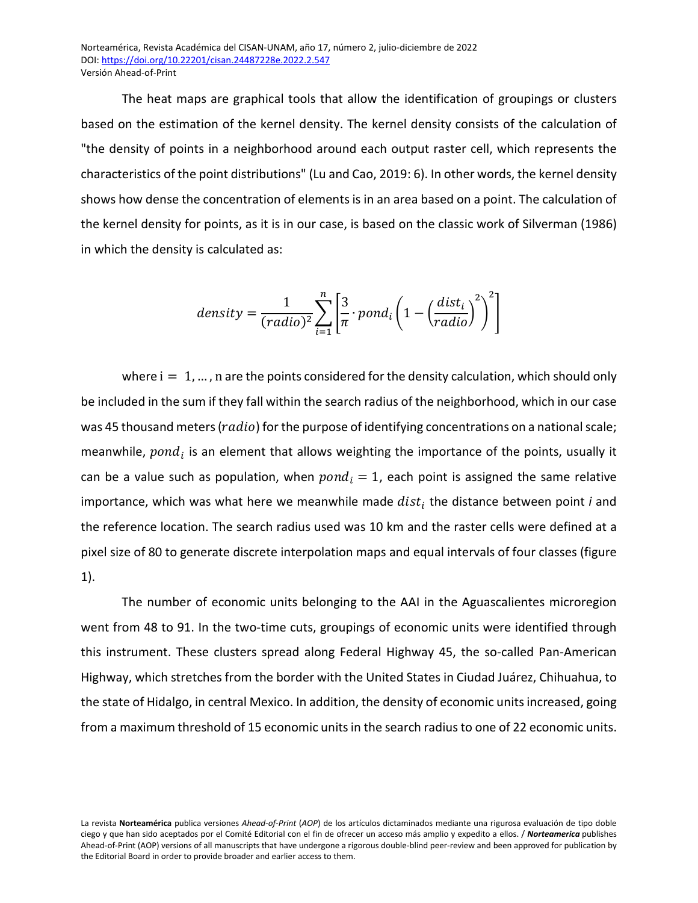The heat maps are graphical tools that allow the identification of groupings or clusters based on the estimation of the kernel density. The kernel density consists of the calculation of "the density of points in a neighborhood around each output raster cell, which represents the characteristics of the point distributions" (Lu and Cao, 2019: 6). In other words, the kernel density shows how dense the concentration of elements is in an area based on a point. The calculation of the kernel density for points, as it is in our case, is based on the classic work of Silverman (1986) in which the density is calculated as:

$$density = \frac{1}{(radio)^2} \sum_{i=1}^{n} \left[ \frac{3}{\pi} \cdot pond_i \left( 1 - \left( \frac{dist_i}{radio} \right)^2 \right)^2 \right]$$

where $i = 1, \ldots, n$ are the points considered for the density calculation, which should only be included in the sum if they fall within the search radius of the neighborhood, which in our case was 45 thousand meters ($radio$) for the purpose of identifying concentrations on a national scale; meanwhile, $pond_i$ is an element that allows weighting the importance of the points, usually it can be a value such as population, when $pond_i = 1$, each point is assigned the same relative importance, which was what here we meanwhile made $dist_i$ the distance between point *i* and the reference location. The search radius used was 10 km and the raster cells were defined at a pixel size of 80 to generate discrete interpolation maps and equal intervals of four classes (figure 1).

The number of economic units belonging to the AAI in the Aguascalientes microregion went from 48 to 91. In the two-time cuts, groupings of economic units were identified through this instrument. These clusters spread along Federal Highway 45, the so-called Pan-American Highway, which stretches from the border with the United States in Ciudad Juárez, Chihuahua, to the state of Hidalgo, in central Mexico. In addition, the density of economic units increased, going from a maximum threshold of 15 economic units in the search radius to one of 22 economic units.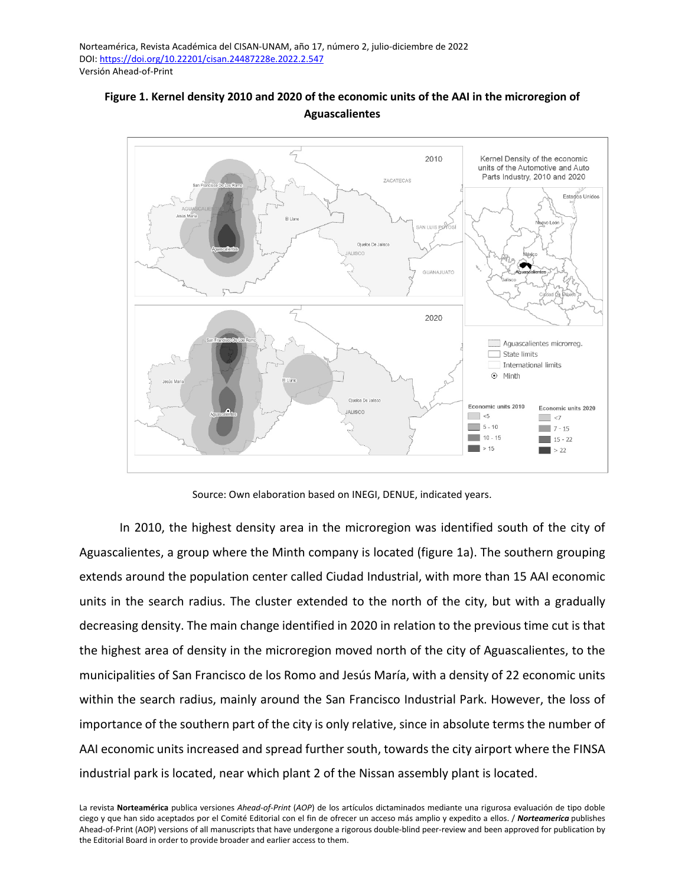**Figure 1. Kernel density 2010 and 2020 of the economic units of the AAI in the microregion of Aguascalientes**

Source: Own elaboration based on INEGI, DENUE, indicated years.

In 2010, the highest density area in the microregion was identified south of the city of Aguascalientes, a group where the Minth company is located (figure 1a). The southern grouping extends around the population center called Ciudad Industrial, with more than 15 AAI economic units in the search radius. The cluster extended to the north of the city, but with a gradually decreasing density. The main change identified in 2020 in relation to the previous time cut is that the highest area of density in the microregion moved north of the city of Aguascalientes, to the municipalities of San Francisco de los Romo and Jesús María, with a density of 22 economic units within the search radius, mainly around the San Francisco Industrial Park. However, the loss of importance of the southern part of the city is only relative, since in absolute terms the number of AAI economic units increased and spread further south, towards the city airport where the FINSA industrial park is located, near which plant 2 of the Nissan assembly plant is located.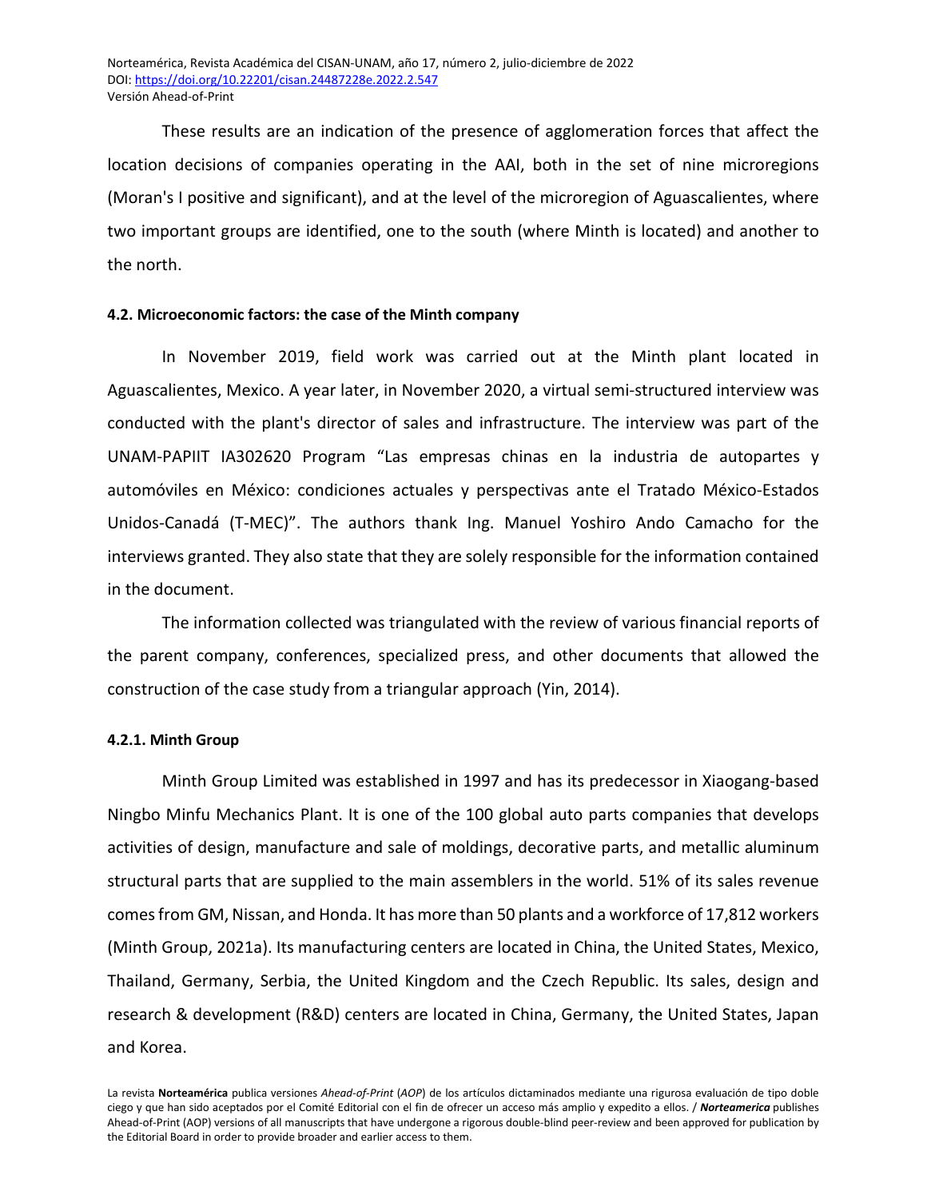These results are an indication of the presence of agglomeration forces that affect the location decisions of companies operating in the AAI, both in the set of nine microregions (Moran's I positive and significant), and at the level of the microregion of Aguascalientes, where two important groups are identified, one to the south (where Minth is located) and another to the north.

#### 4.2. Microeconomic factors: the case of the Minth company

In November 2019, field work was carried out at the Minth plant located in Aguascalientes, Mexico. A year later, in November 2020, a virtual semi-structured interview was conducted with the plant's director of sales and infrastructure. The interview was part of the UNAM-PAPIIT IA302620 Program "Las empresas chinas en la industria de autopartes y automóviles en México: condiciones actuales y perspectivas ante el Tratado México-Estados Unidos-Canadá (T-MEC)". The authors thank Ing. Manuel Yoshiro Ando Camacho for the interviews granted. They also state that they are solely responsible for the information contained in the document.

The information collected was triangulated with the review of various financial reports of the parent company, conferences, specialized press, and other documents that allowed the construction of the case study from a triangular approach (Yin, 2014).

##### 4.2.1. Minth Group

Minth Group Limited was established in 1997 and has its predecessor in Xiaogang-based Ningbo Minfu Mechanics Plant. It is one of the 100 global auto parts companies that develops activities of design, manufacture and sale of moldings, decorative parts, and metallic aluminum structural parts that are supplied to the main assemblers in the world. 51% of its sales revenue comes from GM, Nissan, and Honda. It has more than 50 plants and a workforce of 17,812 workers (Minth Group, 2021a). Its manufacturing centers are located in China, the United States, Mexico, Thailand, Germany, Serbia, the United Kingdom and the Czech Republic. Its sales, design and research & development (R&D) centers are located in China, Germany, the United States, Japan and Korea.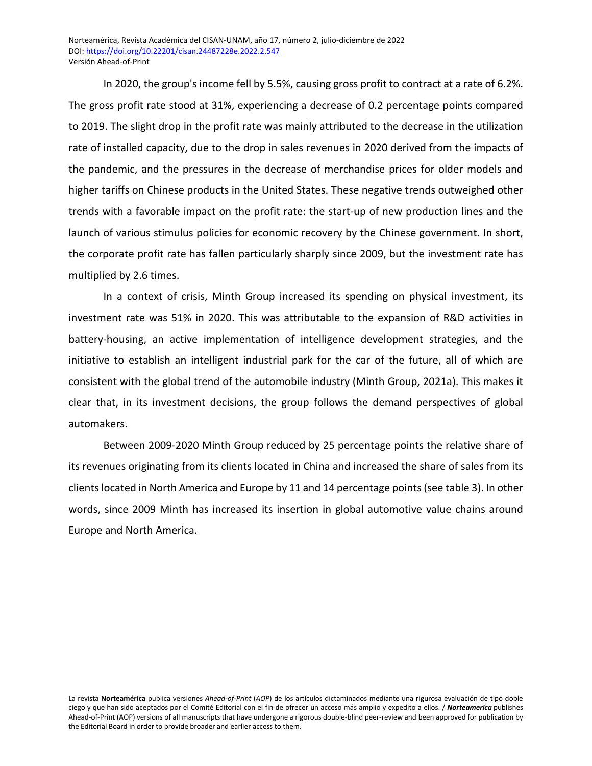In 2020, the group's income fell by 5.5%, causing gross profit to contract at a rate of 6.2%. The gross profit rate stood at 31%, experiencing a decrease of 0.2 percentage points compared to 2019. The slight drop in the profit rate was mainly attributed to the decrease in the utilization rate of installed capacity, due to the drop in sales revenues in 2020 derived from the impacts of the pandemic, and the pressures in the decrease of merchandise prices for older models and higher tariffs on Chinese products in the United States. These negative trends outweighed other trends with a favorable impact on the profit rate: the start-up of new production lines and the launch of various stimulus policies for economic recovery by the Chinese government. In short, the corporate profit rate has fallen particularly sharply since 2009, but the investment rate has multiplied by 2.6 times.

In a context of crisis, Minth Group increased its spending on physical investment, its investment rate was 51% in 2020. This was attributable to the expansion of R&D activities in battery-housing, an active implementation of intelligence development strategies, and the initiative to establish an intelligent industrial park for the car of the future, all of which are consistent with the global trend of the automobile industry (Minth Group, 2021a). This makes it clear that, in its investment decisions, the group follows the demand perspectives of global automakers.

Between 2009-2020 Minth Group reduced by 25 percentage points the relative share of its revenues originating from its clients located in China and increased the share of sales from its clients located in North America and Europe by 11 and 14 percentage points (see table 3). In other words, since 2009 Minth has increased its insertion in global automotive value chains around Europe and North America.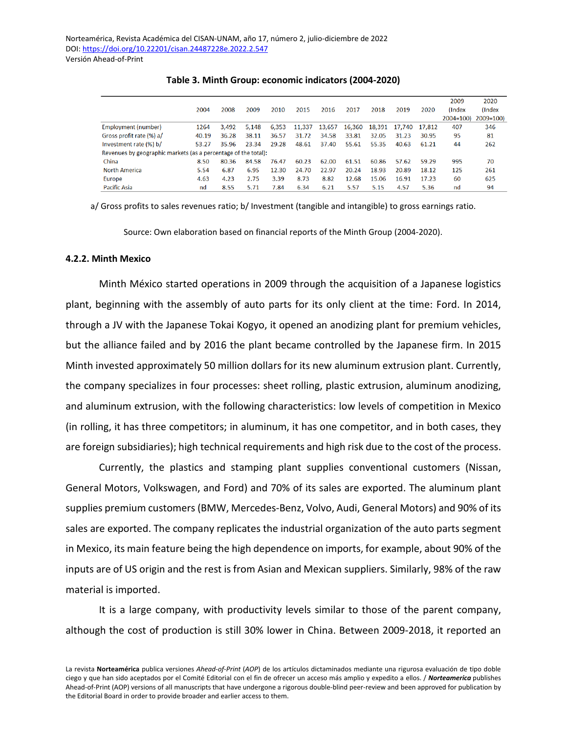**Table 3. Minth Group: economic indicators (2004-2020)**

| | 2004 | 2008 | 2009 | 2010 | 2015 | 2016 | 2017 | 2018 | 2019 | 2020 | 2009 (Index 2004=100) | 2020 (Index 2009=100) |
|---|---|---|---|---|---|---|---|---|---|---|---|---|
| Employment (number) | 1264 | 3,492 | 5,148 | 6,353 | 11,337 | 13,657 | 16,360 | 18,391 | 17,740 | 17,812 | 407 | 346 |
| Gross profit rate (%) a/ | 40.19 | 36.28 | 38.11 | 36.57 | 31.72 | 34.58 | 33.81 | 32.05 | 31.23 | 30.95 | 95 | 81 |
| Investment rate (%) b/ | 53.27 | 35.96 | 23.34 | 29.28 | 48.61 | 37.40 | 55.61 | 55.35 | 40.63 | 61.21 | 44 | 262 |
| Revenues by geographic markets (as a percentage of the total): | | | | | | | | | | | | |
| China | 8.50 | 80.36 | 84.58 | 76.47 | 60.23 | 62.00 | 61.51 | 60.86 | 57.62 | 59.29 | 995 | 70 |
| North America | 5.54 | 6.87 | 6.95 | 12.30 | 24.70 | 22.97 | 20.24 | 18.93 | 20.89 | 18.12 | 125 | 261 |
| Europe | 4.63 | 4.23 | 2.75 | 3.39 | 8.73 | 8.82 | 12.68 | 15.06 | 16.91 | 17.23 | 60 | 625 |
| Pacific Asia | nd | 8.55 | 5.71 | 7.84 | 6.34 | 6.21 | 5.57 | 5.15 | 4.57 | 5.36 | nd | 94 |

a/ Gross profits to sales revenues ratio; b/ Investment (tangible and intangible) to gross earnings ratio.

Source: Own elaboration based on financial reports of the Minth Group (2004-2020).

#### 4.2.2. Minth Mexico

Minth México started operations in 2009 through the acquisition of a Japanese logistics plant, beginning with the assembly of auto parts for its only client at the time: Ford. In 2014, through a JV with the Japanese Tokai Kogyo, it opened an anodizing plant for premium vehicles, but the alliance failed and by 2016 the plant became controlled by the Japanese firm. In 2015 Minth invested approximately 50 million dollars for its new aluminum extrusion plant. Currently, the company specializes in four processes: sheet rolling, plastic extrusion, aluminum anodizing, and aluminum extrusion, with the following characteristics: low levels of competition in Mexico (in rolling, it has three competitors; in aluminum, it has one competitor, and in both cases, they are foreign subsidiaries); high technical requirements and high risk due to the cost of the process.

Currently, the plastics and stamping plant supplies conventional customers (Nissan, General Motors, Volkswagen, and Ford) and 70% of its sales are exported. The aluminum plant supplies premium customers (BMW, Mercedes-Benz, Volvo, Audi, General Motors) and 90% of its sales are exported. The company replicates the industrial organization of the auto parts segment in Mexico, its main feature being the high dependence on imports, for example, about 90% of the inputs are of US origin and the rest is from Asian and Mexican suppliers. Similarly, 98% of the raw material is imported.

It is a large company, with productivity levels similar to those of the parent company, although the cost of production is still 30% lower in China. Between 2009-2018, it reported an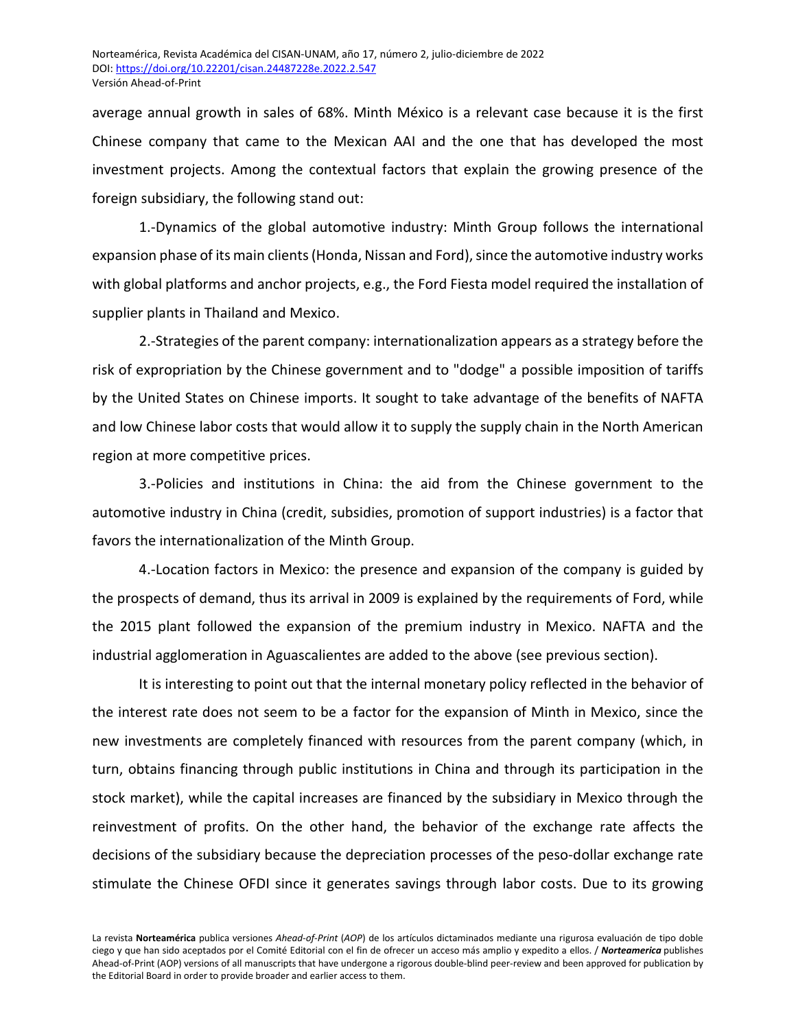average annual growth in sales of 68%. Minth México is a relevant case because it is the first Chinese company that came to the Mexican AAI and the one that has developed the most investment projects. Among the contextual factors that explain the growing presence of the foreign subsidiary, the following stand out:

1.-Dynamics of the global automotive industry: Minth Group follows the international expansion phase of its main clients (Honda, Nissan and Ford), since the automotive industry works with global platforms and anchor projects, e.g., the Ford Fiesta model required the installation of supplier plants in Thailand and Mexico.

2.-Strategies of the parent company: internationalization appears as a strategy before the risk of expropriation by the Chinese government and to "dodge" a possible imposition of tariffs by the United States on Chinese imports. It sought to take advantage of the benefits of NAFTA and low Chinese labor costs that would allow it to supply the supply chain in the North American region at more competitive prices.

3.-Policies and institutions in China: the aid from the Chinese government to the automotive industry in China (credit, subsidies, promotion of support industries) is a factor that favors the internationalization of the Minth Group.

4.-Location factors in Mexico: the presence and expansion of the company is guided by the prospects of demand, thus its arrival in 2009 is explained by the requirements of Ford, while the 2015 plant followed the expansion of the premium industry in Mexico. NAFTA and the industrial agglomeration in Aguascalientes are added to the above (see previous section).

It is interesting to point out that the internal monetary policy reflected in the behavior of the interest rate does not seem to be a factor for the expansion of Minth in Mexico, since the new investments are completely financed with resources from the parent company (which, in turn, obtains financing through public institutions in China and through its participation in the stock market), while the capital increases are financed by the subsidiary in Mexico through the reinvestment of profits. On the other hand, the behavior of the exchange rate affects the decisions of the subsidiary because the depreciation processes of the peso-dollar exchange rate stimulate the Chinese OFDI since it generates savings through labor costs. Due to its growing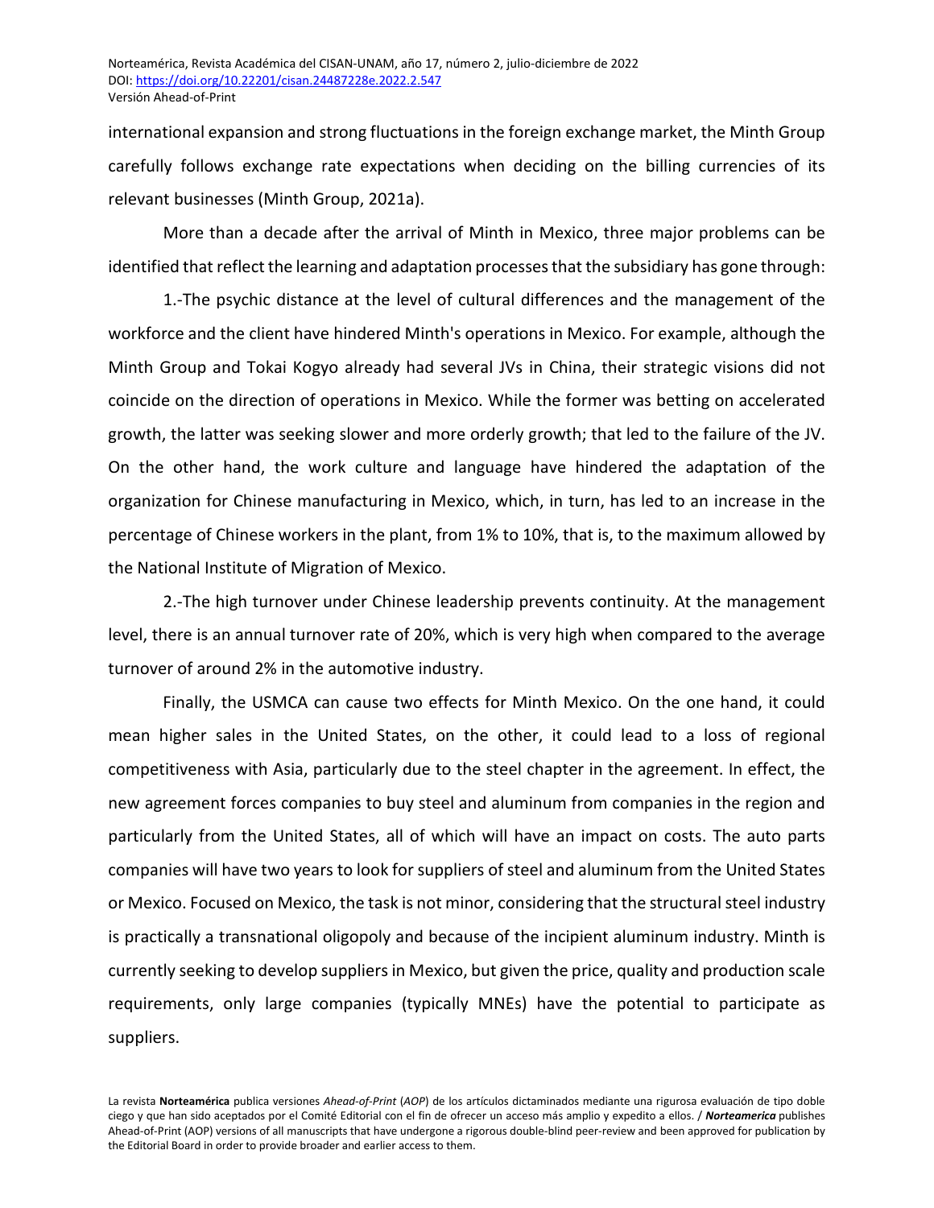international expansion and strong fluctuations in the foreign exchange market, the Minth Group carefully follows exchange rate expectations when deciding on the billing currencies of its relevant businesses (Minth Group, 2021a).

More than a decade after the arrival of Minth in Mexico, three major problems can be identified that reflect the learning and adaptation processes that the subsidiary has gone through:

1.-The psychic distance at the level of cultural differences and the management of the workforce and the client have hindered Minth's operations in Mexico. For example, although the Minth Group and Tokai Kogyo already had several JVs in China, their strategic visions did not coincide on the direction of operations in Mexico. While the former was betting on accelerated growth, the latter was seeking slower and more orderly growth; that led to the failure of the JV. On the other hand, the work culture and language have hindered the adaptation of the organization for Chinese manufacturing in Mexico, which, in turn, has led to an increase in the percentage of Chinese workers in the plant, from 1% to 10%, that is, to the maximum allowed by the National Institute of Migration of Mexico.

2.-The high turnover under Chinese leadership prevents continuity. At the management level, there is an annual turnover rate of 20%, which is very high when compared to the average turnover of around 2% in the automotive industry.

Finally, the USMCA can cause two effects for Minth Mexico. On the one hand, it could mean higher sales in the United States, on the other, it could lead to a loss of regional competitiveness with Asia, particularly due to the steel chapter in the agreement. In effect, the new agreement forces companies to buy steel and aluminum from companies in the region and particularly from the United States, all of which will have an impact on costs. The auto parts companies will have two years to look for suppliers of steel and aluminum from the United States or Mexico. Focused on Mexico, the task is not minor, considering that the structural steel industry is practically a transnational oligopoly and because of the incipient aluminum industry. Minth is currently seeking to develop suppliers in Mexico, but given the price, quality and production scale requirements, only large companies (typically MNEs) have the potential to participate as suppliers.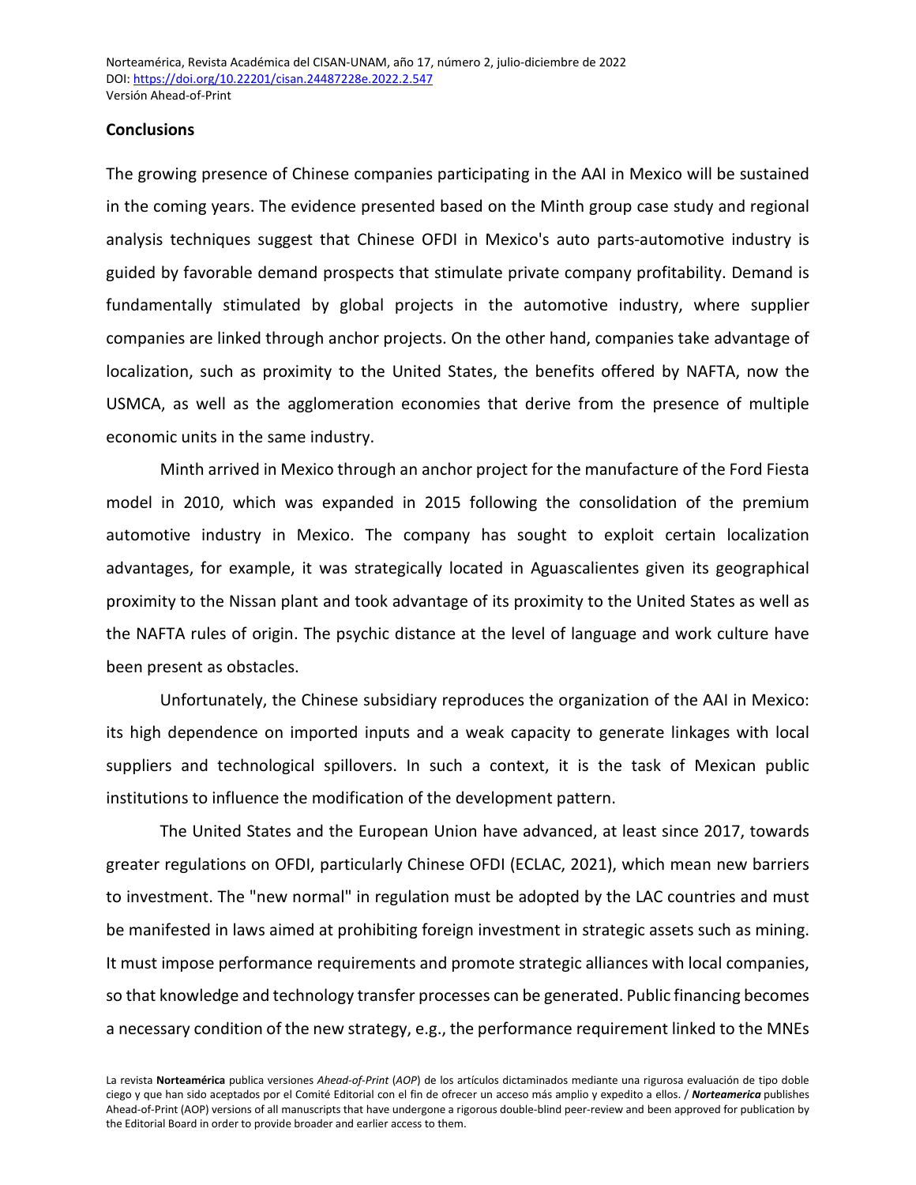## Conclusions

The growing presence of Chinese companies participating in the AAI in Mexico will be sustained in the coming years. The evidence presented based on the Minth group case study and regional analysis techniques suggest that Chinese OFDI in Mexico's auto parts-automotive industry is guided by favorable demand prospects that stimulate private company profitability. Demand is fundamentally stimulated by global projects in the automotive industry, where supplier companies are linked through anchor projects. On the other hand, companies take advantage of localization, such as proximity to the United States, the benefits offered by NAFTA, now the USMCA, as well as the agglomeration economies that derive from the presence of multiple economic units in the same industry.

Minth arrived in Mexico through an anchor project for the manufacture of the Ford Fiesta model in 2010, which was expanded in 2015 following the consolidation of the premium automotive industry in Mexico. The company has sought to exploit certain localization advantages, for example, it was strategically located in Aguascalientes given its geographical proximity to the Nissan plant and took advantage of its proximity to the United States as well as the NAFTA rules of origin. The psychic distance at the level of language and work culture have been present as obstacles.

Unfortunately, the Chinese subsidiary reproduces the organization of the AAI in Mexico: its high dependence on imported inputs and a weak capacity to generate linkages with local suppliers and technological spillovers. In such a context, it is the task of Mexican public institutions to influence the modification of the development pattern.

The United States and the European Union have advanced, at least since 2017, towards greater regulations on OFDI, particularly Chinese OFDI (ECLAC, 2021), which mean new barriers to investment. The "new normal" in regulation must be adopted by the LAC countries and must be manifested in laws aimed at prohibiting foreign investment in strategic assets such as mining. It must impose performance requirements and promote strategic alliances with local companies, so that knowledge and technology transfer processes can be generated. Public financing becomes a necessary condition of the new strategy, e.g., the performance requirement linked to the MNEs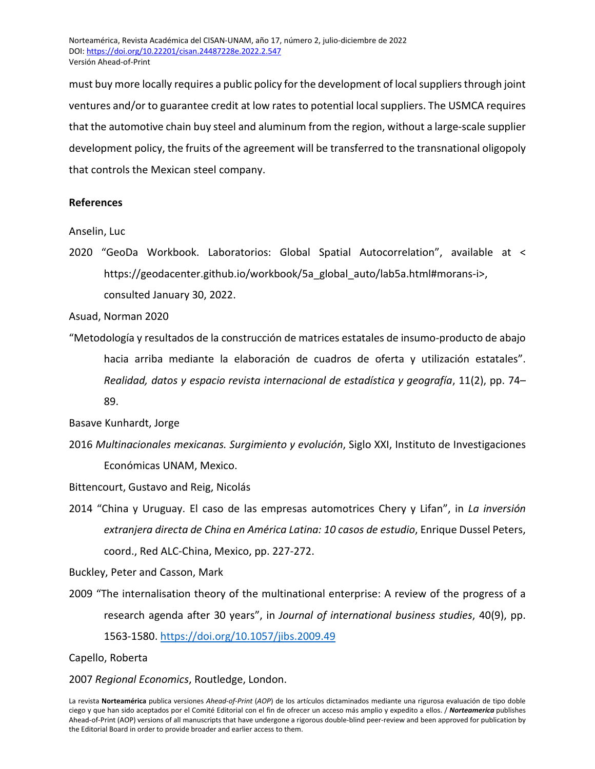must buy more locally requires a public policy for the development of local suppliers through joint ventures and/or to guarantee credit at low rates to potential local suppliers. The USMCA requires that the automotive chain buy steel and aluminum from the region, without a large-scale supplier development policy, the fruits of the agreement will be transferred to the transnational oligopoly that controls the Mexican steel company.

## References

Anselin, Luc

2020 "GeoDa Workbook. Laboratorios: Global Spatial Autocorrelation", available at < https://geodacenter.github.io/workbook/5a_global_auto/lab5a.html#morans-i>, consulted January 30, 2022.

Asuad, Norman 2020

"Metodología y resultados de la construcción de matrices estatales de insumo-producto de abajo hacia arriba mediante la elaboración de cuadros de oferta y utilización estatales". *Realidad, datos y espacio revista internacional de estadística y geografía*, 11(2), pp. 74–89.

Basave Kunhardt, Jorge

2016 *Multinacionales mexicanas. Surgimiento y evolución*, Siglo XXI, Instituto de Investigaciones Económicas UNAM, Mexico.

Bittencourt, Gustavo and Reig, Nicolás

2014 "China y Uruguay. El caso de las empresas automotrices Chery y Lifan", in *La inversión extranjera directa de China en América Latina: 10 casos de estudio*, Enrique Dussel Peters, coord., Red ALC-China, Mexico, pp. 227-272.

Buckley, Peter and Casson, Mark

2009 "The internalisation theory of the multinational enterprise: A review of the progress of a research agenda after 30 years", in *Journal of international business studies*, 40(9), pp. 1563-1580. https://doi.org/10.1057/jibs.2009.49

Capello, Roberta

2007 *Regional Economics*, Routledge, London.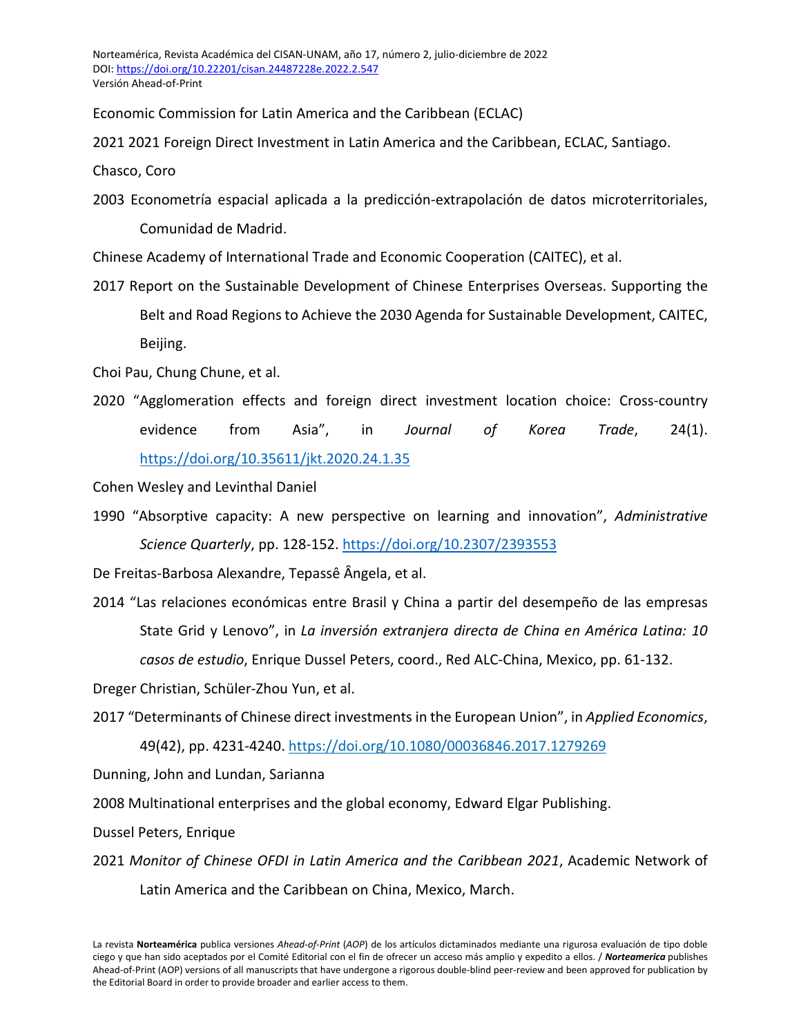Economic Commission for Latin America and the Caribbean (ECLAC)

2021 2021 Foreign Direct Investment in Latin America and the Caribbean, ECLAC, Santiago.

Chasco, Coro

2003 Econometría espacial aplicada a la predicción-extrapolación de datos microterritoriales, Comunidad de Madrid.

Chinese Academy of International Trade and Economic Cooperation (CAITEC), et al.

2017 Report on the Sustainable Development of Chinese Enterprises Overseas. Supporting the Belt and Road Regions to Achieve the 2030 Agenda for Sustainable Development, CAITEC, Beijing.

Choi Pau, Chung Chune, et al.

2020 "Agglomeration effects and foreign direct investment location choice: Cross-country evidence from Asia", in *Journal of Korea Trade*, 24(1). https://doi.org/10.35611/jkt.2020.24.1.35

Cohen Wesley and Levinthal Daniel

1990 "Absorptive capacity: A new perspective on learning and innovation", *Administrative Science Quarterly*, pp. 128-152. https://doi.org/10.2307/2393553

De Freitas-Barbosa Alexandre, Tepassê Ângela, et al.

2014 "Las relaciones económicas entre Brasil y China a partir del desempeño de las empresas State Grid y Lenovo", in *La inversión extranjera directa de China en América Latina: 10 casos de estudio*, Enrique Dussel Peters, coord., Red ALC-China, Mexico, pp. 61-132.

Dreger Christian, Schüler-Zhou Yun, et al.

2017 "Determinants of Chinese direct investments in the European Union", in *Applied Economics*, 49(42), pp. 4231-4240. https://doi.org/10.1080/00036846.2017.1279269

Dunning, John and Lundan, Sarianna

2008 Multinational enterprises and the global economy, Edward Elgar Publishing.

Dussel Peters, Enrique

2021 *Monitor of Chinese OFDI in Latin America and the Caribbean 2021*, Academic Network of Latin America and the Caribbean on China, Mexico, March.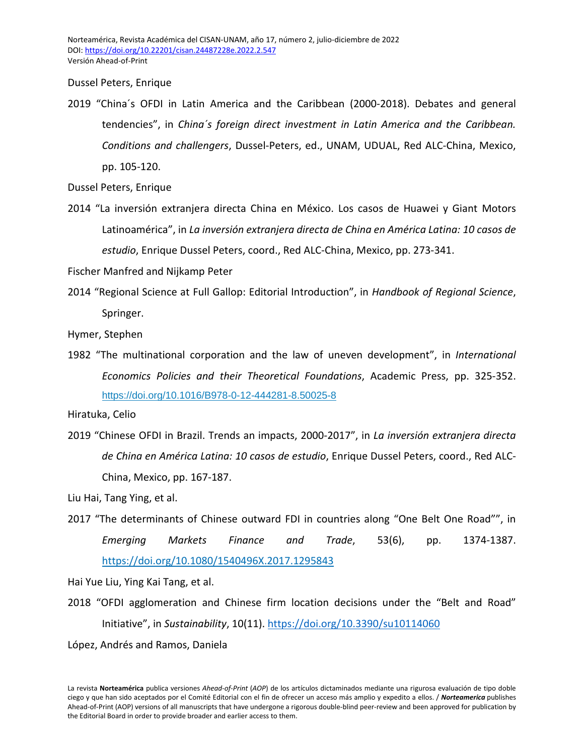Dussel Peters, Enrique

2019 "China´s OFDI in Latin America and the Caribbean (2000-2018). Debates and general tendencies", in *China´s foreign direct investment in Latin America and the Caribbean. Conditions and challengers*, Dussel-Peters, ed., UNAM, UDUAL, Red ALC-China, Mexico, pp. 105-120.

Dussel Peters, Enrique

2014 "La inversión extranjera directa China en México. Los casos de Huawei y Giant Motors Latinoamérica", in *La inversión extranjera directa de China en América Latina: 10 casos de estudio*, Enrique Dussel Peters, coord., Red ALC-China, Mexico, pp. 273-341.

Fischer Manfred and Nijkamp Peter

2014 "Regional Science at Full Gallop: Editorial Introduction", in *Handbook of Regional Science*, Springer.

Hymer, Stephen

1982 "The multinational corporation and the law of uneven development", in *International Economics Policies and their Theoretical Foundations*, Academic Press, pp. 325-352. https://doi.org/10.1016/B978-0-12-444281-8.50025-8

Hiratuka, Celio

2019 "Chinese OFDI in Brazil. Trends an impacts, 2000-2017", in *La inversión extranjera directa de China en América Latina: 10 casos de estudio*, Enrique Dussel Peters, coord., Red ALC-China, Mexico, pp. 167-187.

Liu Hai, Tang Ying, et al.

2017 "The determinants of Chinese outward FDI in countries along "One Belt One Road"", in *Emerging Markets Finance and Trade*, 53(6), pp. 1374-1387. https://doi.org/10.1080/1540496X.2017.1295843

Hai Yue Liu, Ying Kai Tang, et al.

2018 "OFDI agglomeration and Chinese firm location decisions under the "Belt and Road" Initiative", in *Sustainability*, 10(11). https://doi.org/10.3390/su10114060

López, Andrés and Ramos, Daniela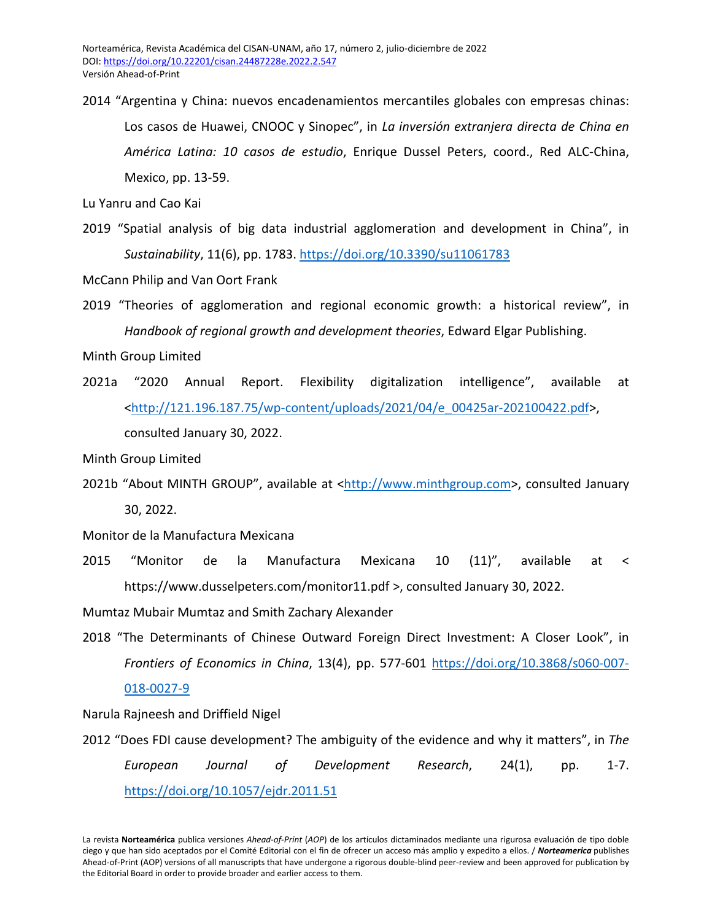2014 "Argentina y China: nuevos encadenamientos mercantiles globales con empresas chinas: Los casos de Huawei, CNOOC y Sinopec", in *La inversión extranjera directa de China en América Latina: 10 casos de estudio*, Enrique Dussel Peters, coord., Red ALC-China, Mexico, pp. 13-59.

Lu Yanru and Cao Kai

2019 "Spatial analysis of big data industrial agglomeration and development in China", in *Sustainability*, 11(6), pp. 1783. https://doi.org/10.3390/su11061783

McCann Philip and Van Oort Frank

2019 "Theories of agglomeration and regional economic growth: a historical review", in *Handbook of regional growth and development theories*, Edward Elgar Publishing.

Minth Group Limited

2021a "2020 Annual Report. Flexibility digitalization intelligence", available at <http://121.196.187.75/wp-content/uploads/2021/04/e_00425ar-202100422.pdf>, consulted January 30, 2022.

Minth Group Limited

2021b "About MINTH GROUP", available at <http://www.minthgroup.com>, consulted January 30, 2022.

Monitor de la Manufactura Mexicana

2015 "Monitor de la Manufactura Mexicana 10 (11)", available at < https://www.dusselpeters.com/monitor11.pdf >, consulted January 30, 2022.

Mumtaz Mubair Mumtaz and Smith Zachary Alexander

2018 "The Determinants of Chinese Outward Foreign Direct Investment: A Closer Look", in *Frontiers of Economics in China*, 13(4), pp. 577-601 https://doi.org/10.3868/s060-007-018-0027-9

Narula Rajneesh and Driffield Nigel

2012 "Does FDI cause development? The ambiguity of the evidence and why it matters", in *The European Journal of Development Research*, 24(1), pp. 1-7. https://doi.org/10.1057/ejdr.2011.51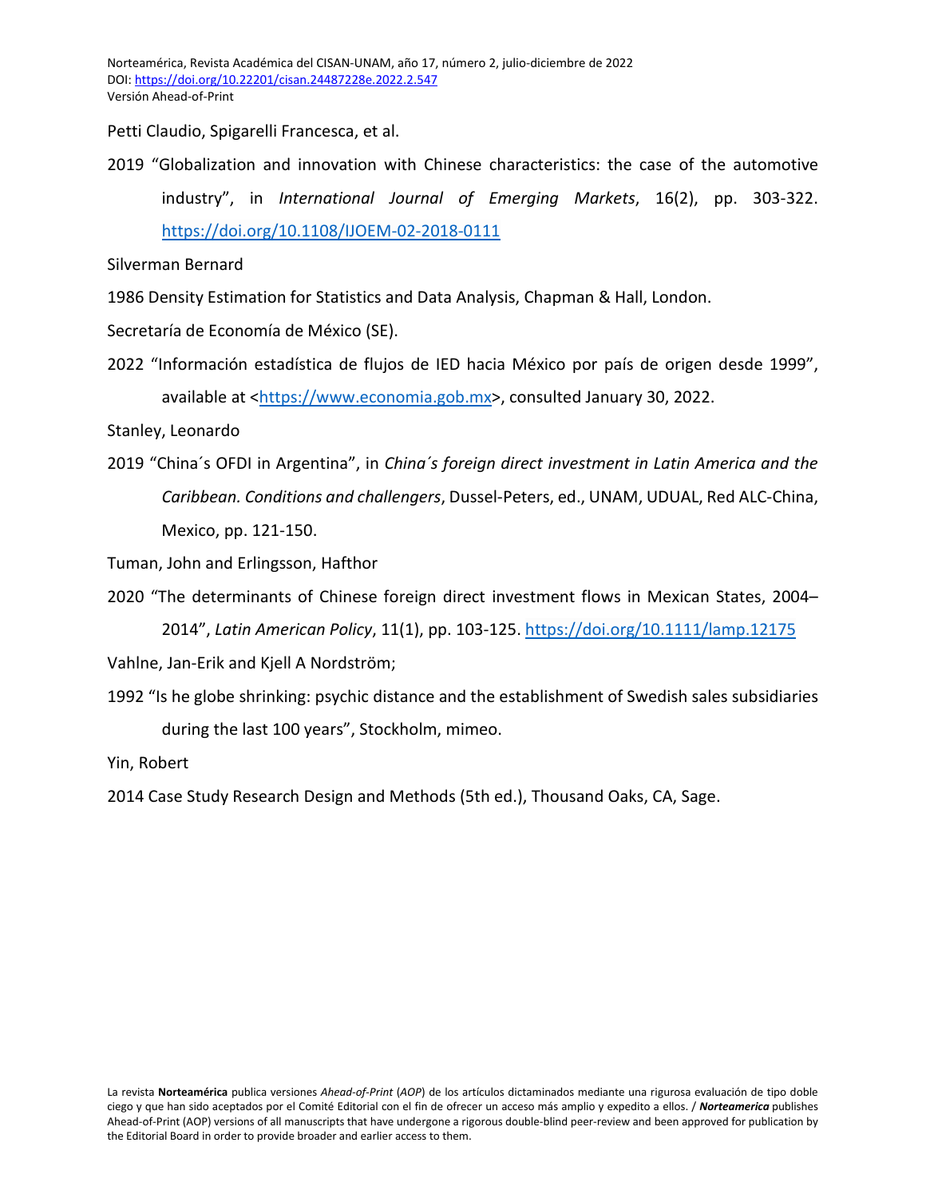Petti Claudio, Spigarelli Francesca, et al.

2019 "Globalization and innovation with Chinese characteristics: the case of the automotive industry", in *International Journal of Emerging Markets*, 16(2), pp. 303-322. https://doi.org/10.1108/IJOEM-02-2018-0111

Silverman Bernard

1986 Density Estimation for Statistics and Data Analysis, Chapman & Hall, London.

Secretaría de Economía de México (SE).

2022 "Información estadística de flujos de IED hacia México por país de origen desde 1999", available at <https://www.economia.gob.mx>, consulted January 30, 2022.

Stanley, Leonardo

2019 "China´s OFDI in Argentina", in *China´s foreign direct investment in Latin America and the Caribbean. Conditions and challengers*, Dussel-Peters, ed., UNAM, UDUAL, Red ALC-China, Mexico, pp. 121-150.

Tuman, John and Erlingsson, Hafthor

2020 "The determinants of Chinese foreign direct investment flows in Mexican States, 2004–2014", *Latin American Policy*, 11(1), pp. 103-125. https://doi.org/10.1111/lamp.12175

Vahlne, Jan-Erik and Kjell A Nordström;

1992 "Is he globe shrinking: psychic distance and the establishment of Swedish sales subsidiaries during the last 100 years", Stockholm, mimeo.

Yin, Robert

2014 Case Study Research Design and Methods (5th ed.), Thousand Oaks, CA, Sage.